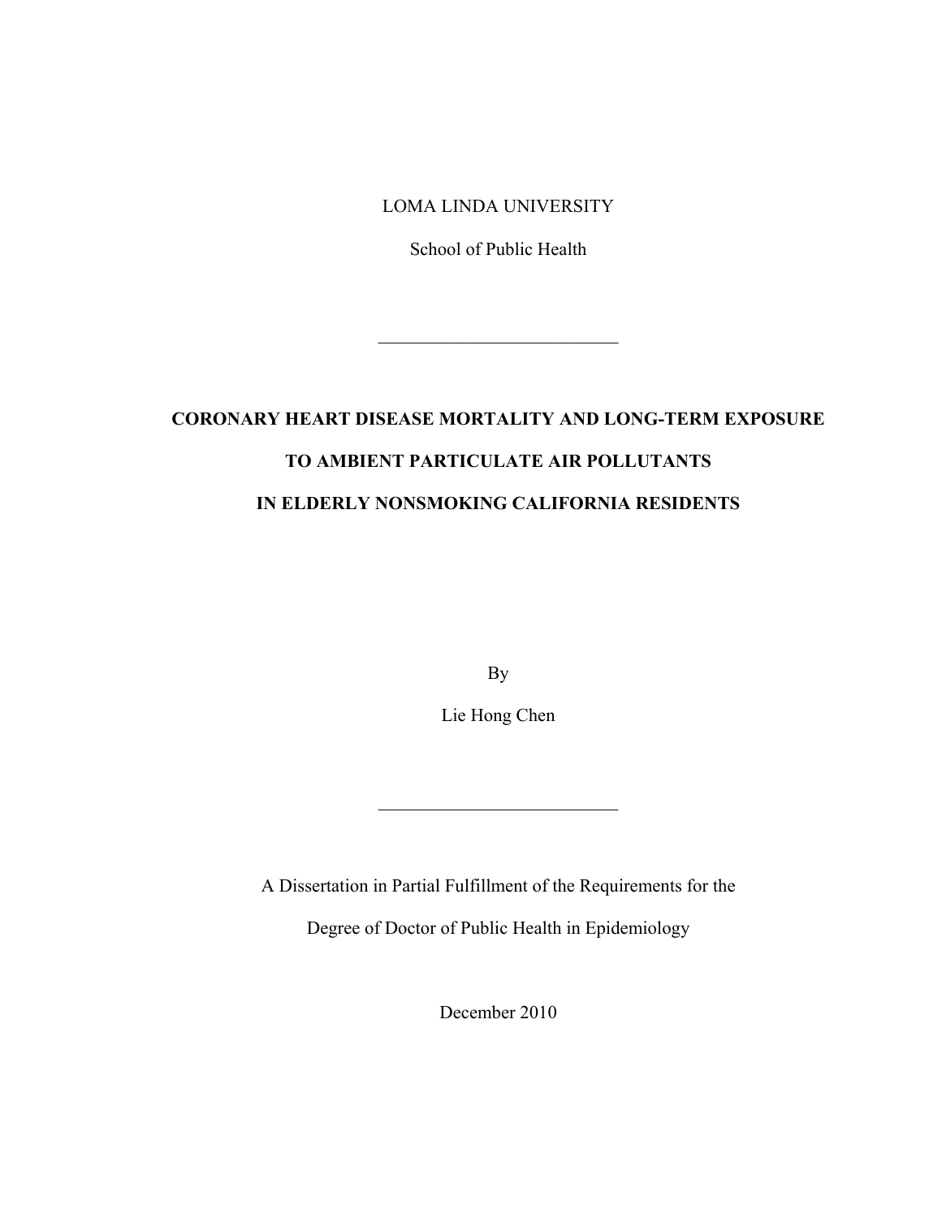LOMA LINDA UNIVERSITY

School of Public Health

---

# CORONARY HEART DISEASE MORTALITY AND LONG-TERM EXPOSURE TO AMBIENT PARTICULATE AIR POLLUTANTS IN ELDERLY NONSMOKING CALIFORNIA RESIDENTS

By

Lie Hong Chen

---

A Dissertation in Partial Fulfillment of the Requirements for the

Degree of Doctor of Public Health in Epidemiology

December 2010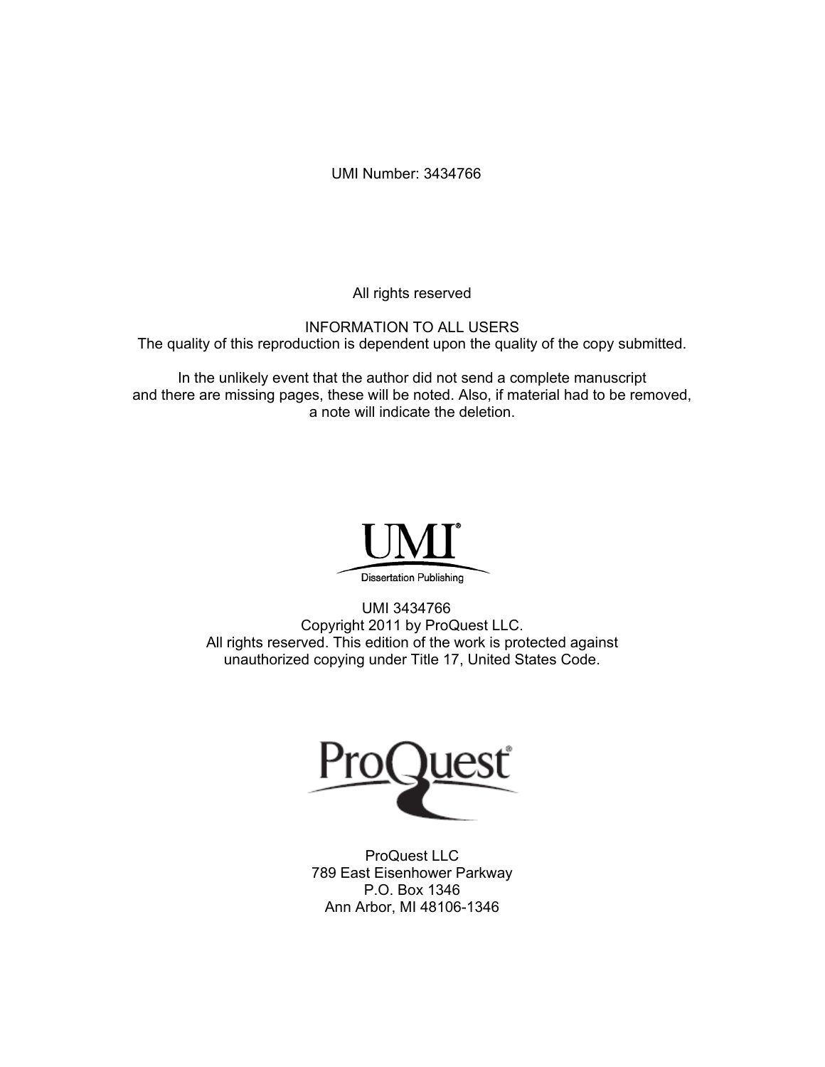UMI Number: 3434766

All rights reserved

INFORMATION TO ALL USERS
The quality of this reproduction is dependent upon the quality of the copy submitted.

In the unlikely event that the author did not send a complete manuscript and there are missing pages, these will be noted. Also, if material had to be removed, a note will indicate the deletion.

UMI®
Dissertation Publishing

UMI 3434766
Copyright 2011 by ProQuest LLC.
All rights reserved. This edition of the work is protected against unauthorized copying under Title 17, United States Code.

ProQuest®

ProQuest LLC
789 East Eisenhower Parkway
P.O. Box 1346
Ann Arbor, MI 48106-1346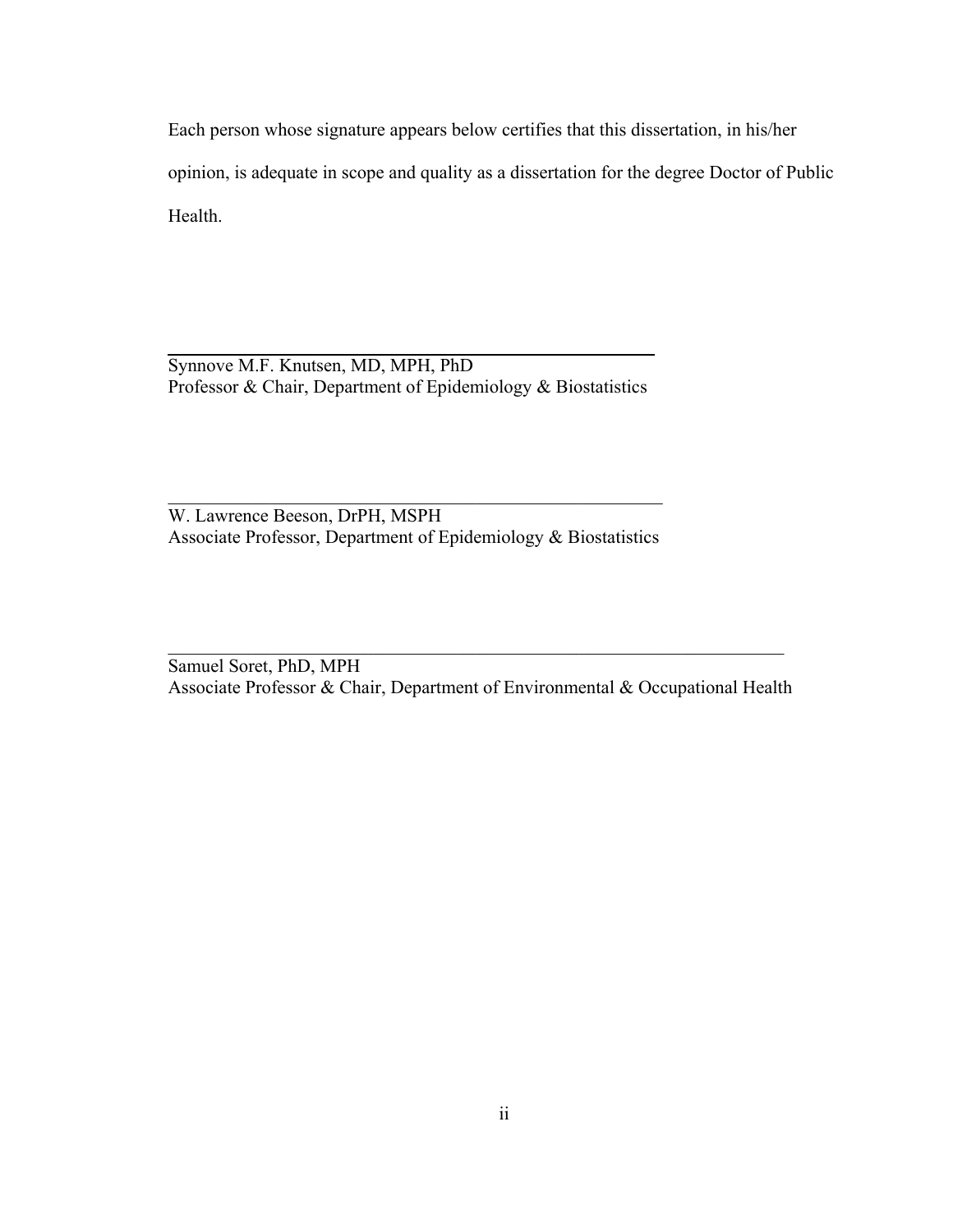Each person whose signature appears below certifies that this dissertation, in his/her opinion, is adequate in scope and quality as a dissertation for the degree Doctor of Public Health.

\_\_\_\_\_\_\_\_\_\_\_\_\_\_\_\_\_\_\_\_\_\_\_\_\_\_\_\_\_\_\_\_\_\_\_\_\_\_\_\_\_\_\_\_\_\_

Synnove M.F. Knutsen, MD, MPH, PhD
Professor & Chair, Department of Epidemiology & Biostatistics

\_\_\_\_\_\_\_\_\_\_\_\_\_\_\_\_\_\_\_\_\_\_\_\_\_\_\_\_\_\_\_\_\_\_\_\_\_\_\_\_\_\_\_\_\_\_

W. Lawrence Beeson, DrPH, MSPH
Associate Professor, Department of Epidemiology & Biostatistics

\_\_\_\_\_\_\_\_\_\_\_\_\_\_\_\_\_\_\_\_\_\_\_\_\_\_\_\_\_\_\_\_\_\_\_\_\_\_\_\_\_\_\_\_\_\_\_\_\_\_\_\_\_\_\_\_

Samuel Soret, PhD, MPH
Associate Professor & Chair, Department of Environmental & Occupational Health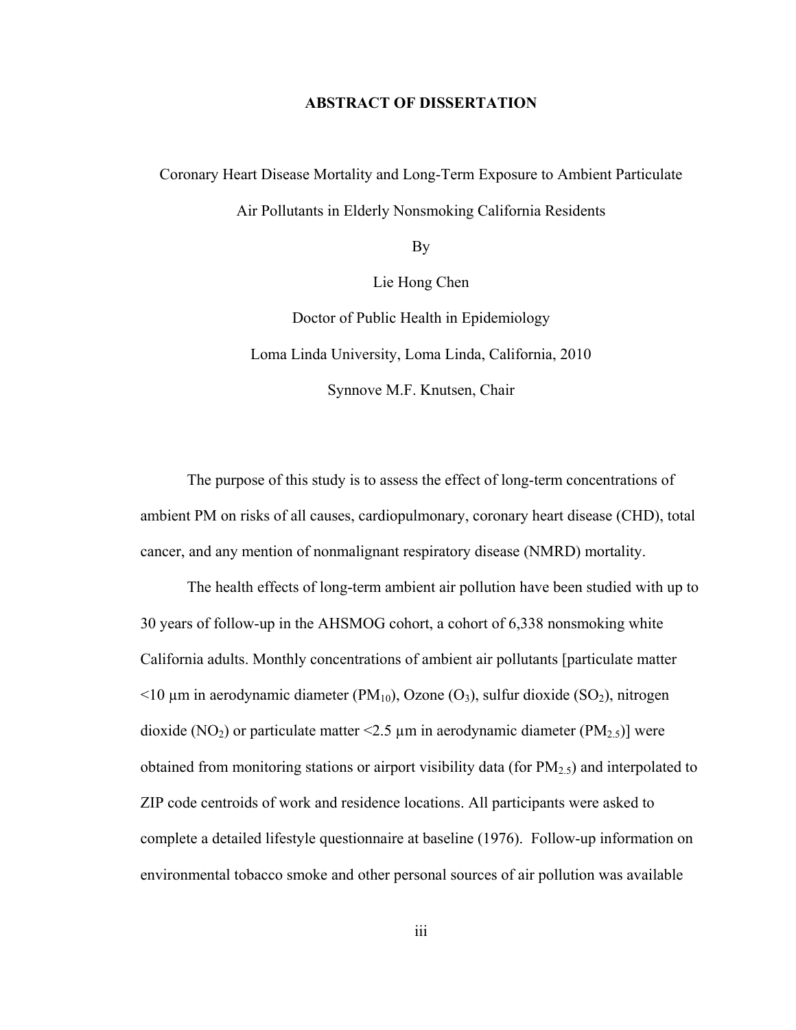# ABSTRACT OF DISSERTATION

Coronary Heart Disease Mortality and Long-Term Exposure to Ambient Particulate Air Pollutants in Elderly Nonsmoking California Residents

By

Lie Hong Chen

Doctor of Public Health in Epidemiology

Loma Linda University, Loma Linda, California, 2010

Synnove M.F. Knutsen, Chair

The purpose of this study is to assess the effect of long-term concentrations of ambient PM on risks of all causes, cardiopulmonary, coronary heart disease (CHD), total cancer, and any mention of nonmalignant respiratory disease (NMRD) mortality.

The health effects of long-term ambient air pollution have been studied with up to 30 years of follow-up in the AHSMOG cohort, a cohort of 6,338 nonsmoking white California adults. Monthly concentrations of ambient air pollutants [particulate matter <10 µm in aerodynamic diameter ($PM_{10}$), Ozone ($O_3$), sulfur dioxide ($SO_2$), nitrogen dioxide ($NO_2$) or particulate matter <2.5 µm in aerodynamic diameter ($PM_{2.5}$)] were obtained from monitoring stations or airport visibility data (for $PM_{2.5}$) and interpolated to ZIP code centroids of work and residence locations. All participants were asked to complete a detailed lifestyle questionnaire at baseline (1976). Follow-up information on environmental tobacco smoke and other personal sources of air pollution was available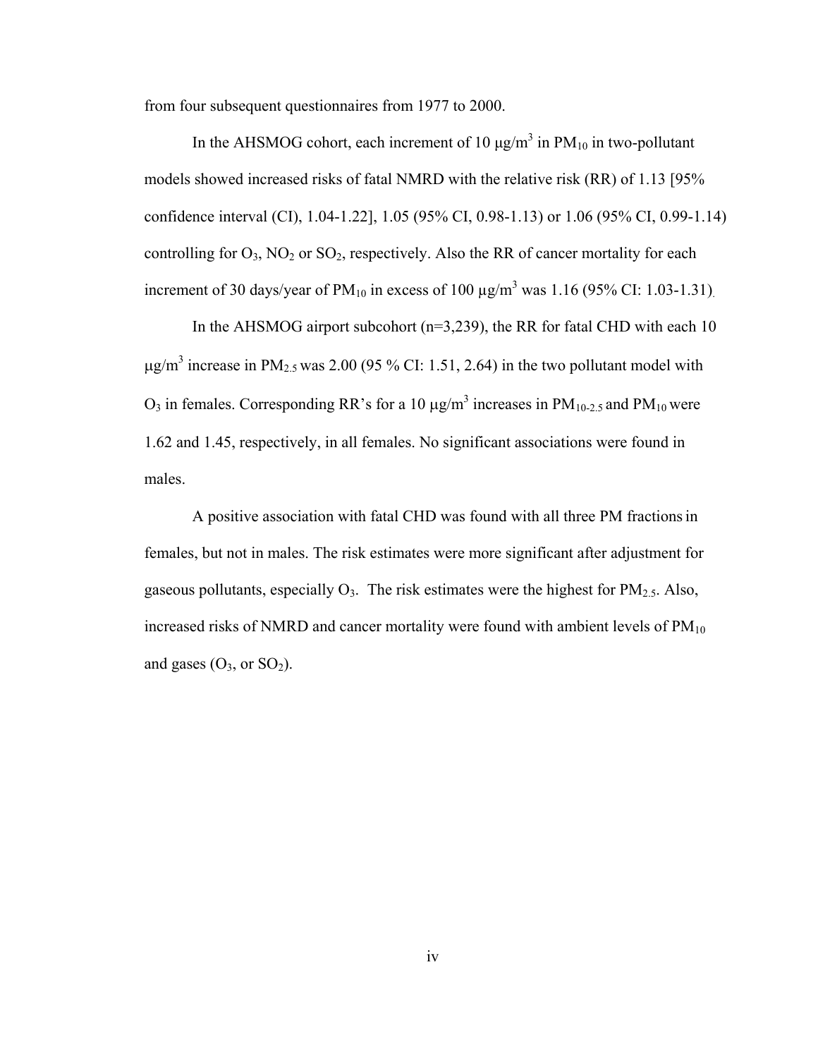from four subsequent questionnaires from 1977 to 2000.

In the AHSMOG cohort, each increment of 10 μg/m$^3$ in $PM_{10}$ in two-pollutant models showed increased risks of fatal NMRD with the relative risk (RR) of 1.13 [95% confidence interval (CI), 1.04-1.22], 1.05 (95% CI, 0.98-1.13) or 1.06 (95% CI, 0.99-1.14) controlling for $O_3$, $NO_2$ or $SO_2$, respectively. Also the RR of cancer mortality for each increment of 30 days/year of $PM_{10}$ in excess of 100 μg/m$^3$ was 1.16 (95% CI: 1.03-1.31).

In the AHSMOG airport subcohort (n=3,239), the RR for fatal CHD with each 10 μg/m$^3$ increase in $PM_{2.5}$ was 2.00 (95 % CI: 1.51, 2.64) in the two pollutant model with $O_3$ in females. Corresponding RR's for a 10 μg/m$^3$ increases in $PM_{10-2.5}$ and $PM_{10}$ were 1.62 and 1.45, respectively, in all females. No significant associations were found in males.

A positive association with fatal CHD was found with all three PM fractions in females, but not in males. The risk estimates were more significant after adjustment for gaseous pollutants, especially $O_3$. The risk estimates were the highest for $PM_{2.5}$. Also, increased risks of NMRD and cancer mortality were found with ambient levels of $PM_{10}$ and gases ($O_3$, or $SO_2$).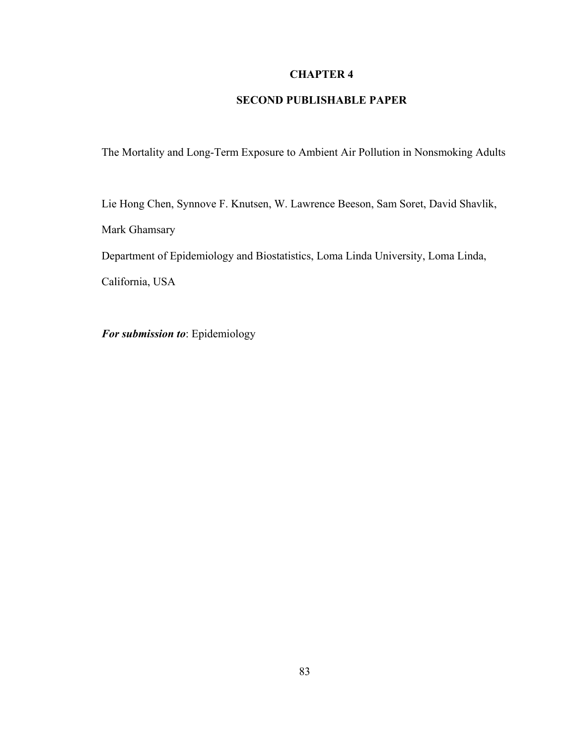# CHAPTER 4

## SECOND PUBLISHABLE PAPER

The Mortality and Long-Term Exposure to Ambient Air Pollution in Nonsmoking Adults

Lie Hong Chen, Synnove F. Knutsen, W. Lawrence Beeson, Sam Soret, David Shavlik, Mark Ghamsary

Department of Epidemiology and Biostatistics, Loma Linda University, Loma Linda, California, USA

***For submission to***: Epidemiology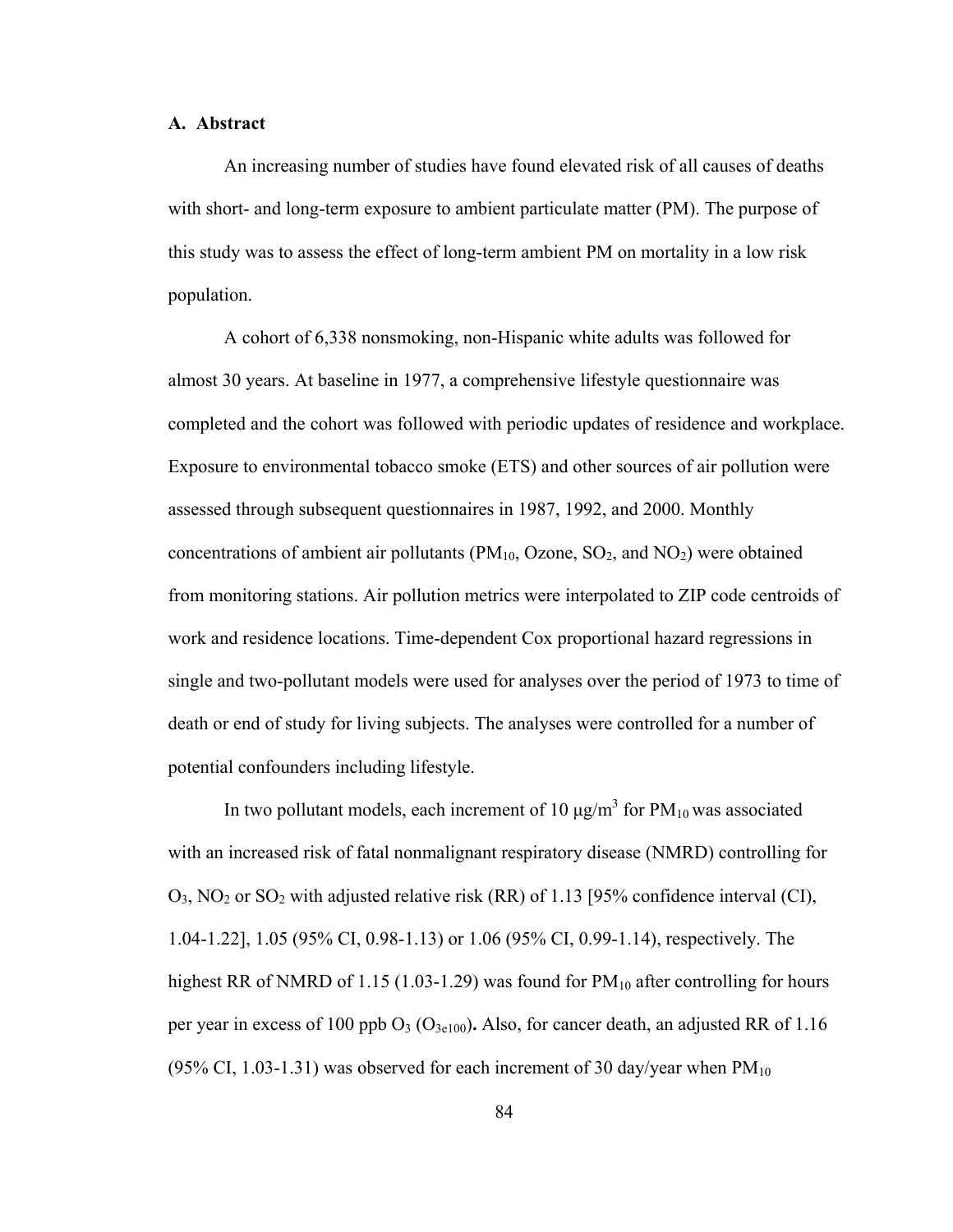### A. Abstract

An increasing number of studies have found elevated risk of all causes of deaths with short- and long-term exposure to ambient particulate matter (PM). The purpose of this study was to assess the effect of long-term ambient PM on mortality in a low risk population.

A cohort of 6,338 nonsmoking, non-Hispanic white adults was followed for almost 30 years. At baseline in 1977, a comprehensive lifestyle questionnaire was completed and the cohort was followed with periodic updates of residence and workplace. Exposure to environmental tobacco smoke (ETS) and other sources of air pollution were assessed through subsequent questionnaires in 1987, 1992, and 2000. Monthly concentrations of ambient air pollutants ($PM_{10}$, Ozone, $SO_2$, and $NO_2$) were obtained from monitoring stations. Air pollution metrics were interpolated to ZIP code centroids of work and residence locations. Time-dependent Cox proportional hazard regressions in single and two-pollutant models were used for analyses over the period of 1973 to time of death or end of study for living subjects. The analyses were controlled for a number of potential confounders including lifestyle.

In two pollutant models, each increment of 10 $\mu g/m^3$ for $PM_{10}$ was associated with an increased risk of fatal nonmalignant respiratory disease (NMRD) controlling for $O_3$, $NO_2$ or $SO_2$ with adjusted relative risk (RR) of 1.13 [95% confidence interval (CI), 1.04-1.22], 1.05 (95% CI, 0.98-1.13) or 1.06 (95% CI, 0.99-1.14), respectively. The highest RR of NMRD of 1.15 (1.03-1.29) was found for $PM_{10}$ after controlling for hours per year in excess of 100 ppb $O_3$ (**$O_{3e100}$**)**.** Also, for cancer death, an adjusted RR of 1.16 (95% CI, 1.03-1.31) was observed for each increment of 30 day/year when $PM_{10}$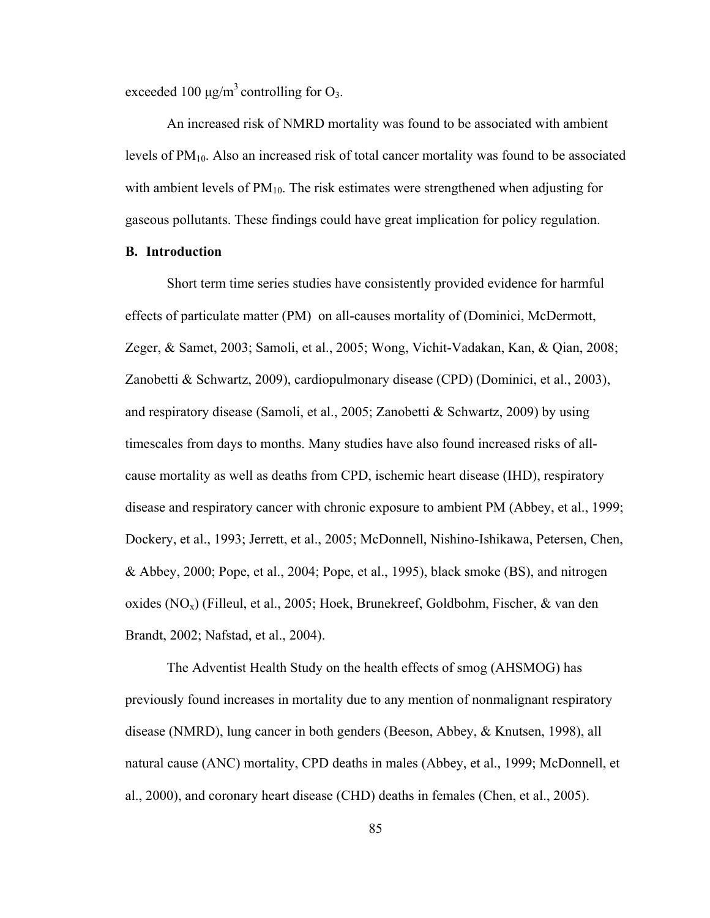exceeded 100 μg/m$^3$ controlling for $O_3$.

An increased risk of NMRD mortality was found to be associated with ambient levels of $PM_{10}$. Also an increased risk of total cancer mortality was found to be associated with ambient levels of $PM_{10}$. The risk estimates were strengthened when adjusting for gaseous pollutants. These findings could have great implication for policy regulation.

### B. Introduction

Short term time series studies have consistently provided evidence for harmful effects of particulate matter (PM) on all-causes mortality of (Dominici, McDermott, Zeger, & Samet, 2003; Samoli, et al., 2005; Wong, Vichit-Vadakan, Kan, & Qian, 2008; Zanobetti & Schwartz, 2009), cardiopulmonary disease (CPD) (Dominici, et al., 2003), and respiratory disease (Samoli, et al., 2005; Zanobetti & Schwartz, 2009) by using timescales from days to months. Many studies have also found increased risks of all-cause mortality as well as deaths from CPD, ischemic heart disease (IHD), respiratory disease and respiratory cancer with chronic exposure to ambient PM (Abbey, et al., 1999; Dockery, et al., 1993; Jerrett, et al., 2005; McDonnell, Nishino-Ishikawa, Petersen, Chen, & Abbey, 2000; Pope, et al., 2004; Pope, et al., 1995), black smoke (BS), and nitrogen oxides ($NO_x$) (Filleul, et al., 2005; Hoek, Brunekreef, Goldbohm, Fischer, & van den Brandt, 2002; Nafstad, et al., 2004).

The Adventist Health Study on the health effects of smog (AHSMOG) has previously found increases in mortality due to any mention of nonmalignant respiratory disease (NMRD), lung cancer in both genders (Beeson, Abbey, & Knutsen, 1998), all natural cause (ANC) mortality, CPD deaths in males (Abbey, et al., 1999; McDonnell, et al., 2000), and coronary heart disease (CHD) deaths in females (Chen, et al., 2005).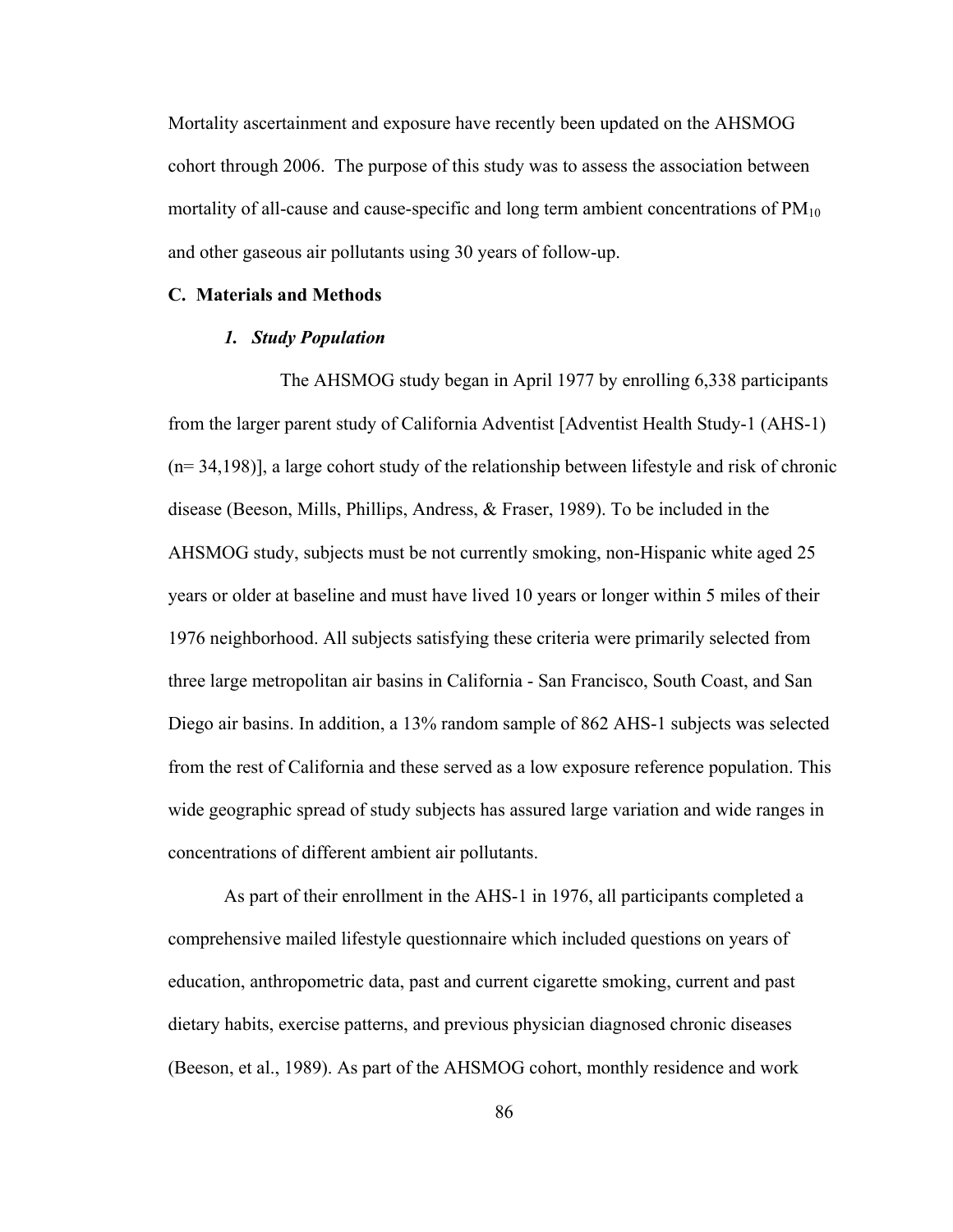Mortality ascertainment and exposure have recently been updated on the AHSMOG cohort through 2006. The purpose of this study was to assess the association between mortality of all-cause and cause-specific and long term ambient concentrations of $PM_{10}$ and other gaseous air pollutants using 30 years of follow-up.

## C. Materials and Methods

### *1. Study Population*

The AHSMOG study began in April 1977 by enrolling 6,338 participants from the larger parent study of California Adventist [Adventist Health Study-1 (AHS-1) (n= 34,198)], a large cohort study of the relationship between lifestyle and risk of chronic disease (Beeson, Mills, Phillips, Andress, & Fraser, 1989). To be included in the AHSMOG study, subjects must be not currently smoking, non-Hispanic white aged 25 years or older at baseline and must have lived 10 years or longer within 5 miles of their 1976 neighborhood. All subjects satisfying these criteria were primarily selected from three large metropolitan air basins in California - San Francisco, South Coast, and San Diego air basins. In addition, a 13% random sample of 862 AHS-1 subjects was selected from the rest of California and these served as a low exposure reference population. This wide geographic spread of study subjects has assured large variation and wide ranges in concentrations of different ambient air pollutants.

As part of their enrollment in the AHS-1 in 1976, all participants completed a comprehensive mailed lifestyle questionnaire which included questions on years of education, anthropometric data, past and current cigarette smoking, current and past dietary habits, exercise patterns, and previous physician diagnosed chronic diseases (Beeson, et al., 1989). As part of the AHSMOG cohort, monthly residence and work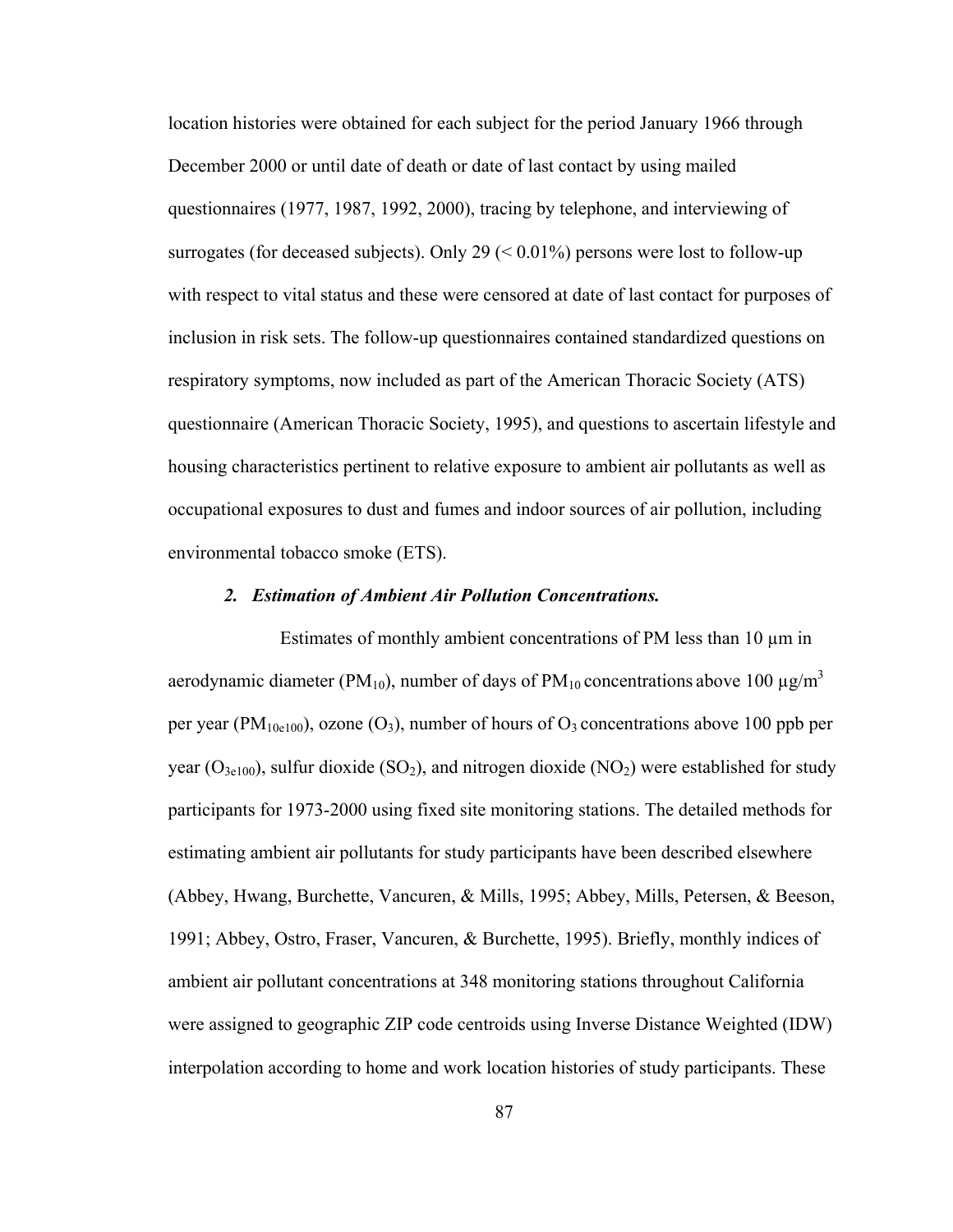location histories were obtained for each subject for the period January 1966 through December 2000 or until date of death or date of last contact by using mailed questionnaires (1977, 1987, 1992, 2000), tracing by telephone, and interviewing of surrogates (for deceased subjects). Only 29 (< 0.01%) persons were lost to follow-up with respect to vital status and these were censored at date of last contact for purposes of inclusion in risk sets. The follow-up questionnaires contained standardized questions on respiratory symptoms, now included as part of the American Thoracic Society (ATS) questionnaire (American Thoracic Society, 1995), and questions to ascertain lifestyle and housing characteristics pertinent to relative exposure to ambient air pollutants as well as occupational exposures to dust and fumes and indoor sources of air pollution, including environmental tobacco smoke (ETS).

### *2. Estimation of Ambient Air Pollution Concentrations.*

Estimates of monthly ambient concentrations of PM less than 10 µm in aerodynamic diameter ($PM_{10}$), number of days of $PM_{10}$ concentrations above 100 $\mu g/m^3$ per year ($PM_{10e100}$), ozone ($O_3$), number of hours of $O_3$ concentrations above 100 ppb per year ($O_{3e100}$), sulfur dioxide ($SO_2$), and nitrogen dioxide ($NO_2$) were established for study participants for 1973-2000 using fixed site monitoring stations. The detailed methods for estimating ambient air pollutants for study participants have been described elsewhere (Abbey, Hwang, Burchette, Vancuren, & Mills, 1995; Abbey, Mills, Petersen, & Beeson, 1991; Abbey, Ostro, Fraser, Vancuren, & Burchette, 1995). Briefly, monthly indices of ambient air pollutant concentrations at 348 monitoring stations throughout California were assigned to geographic ZIP code centroids using Inverse Distance Weighted (IDW) interpolation according to home and work location histories of study participants. These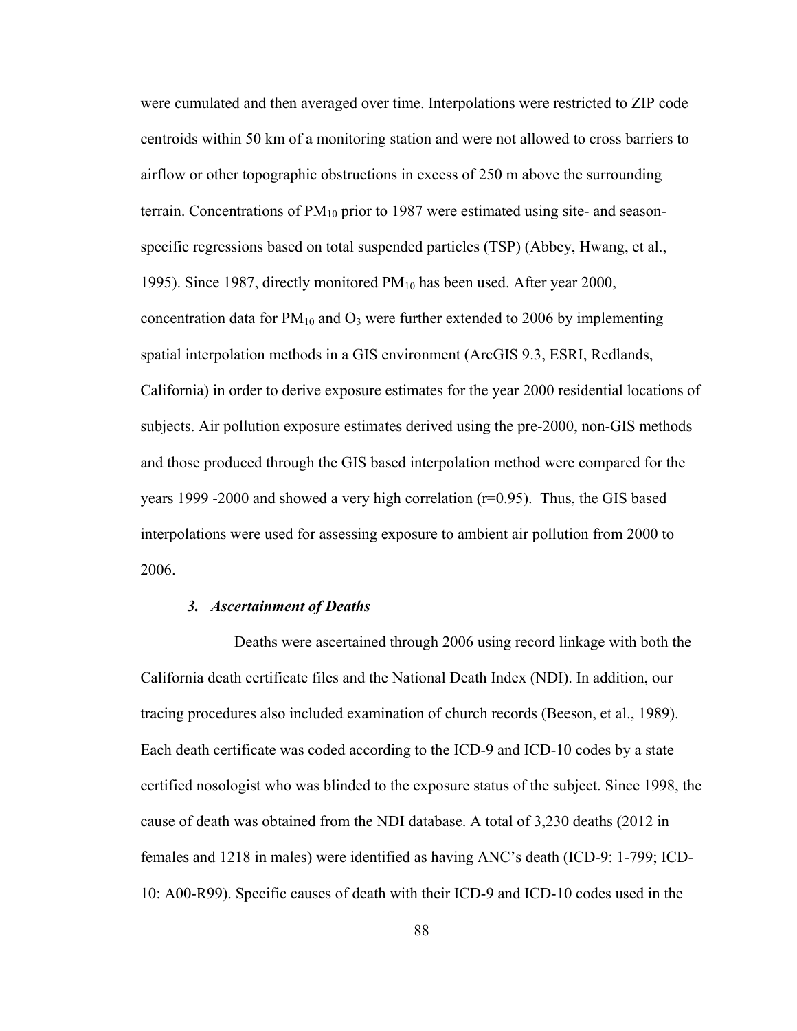were cumulated and then averaged over time. Interpolations were restricted to ZIP code centroids within 50 km of a monitoring station and were not allowed to cross barriers to airflow or other topographic obstructions in excess of 250 m above the surrounding terrain. Concentrations of $PM_{10}$ prior to 1987 were estimated using site- and season-specific regressions based on total suspended particles (TSP) (Abbey, Hwang, et al., 1995). Since 1987, directly monitored $PM_{10}$ has been used. After year 2000, concentration data for $PM_{10}$ and $O_3$ were further extended to 2006 by implementing spatial interpolation methods in a GIS environment (ArcGIS 9.3, ESRI, Redlands, California) in order to derive exposure estimates for the year 2000 residential locations of subjects. Air pollution exposure estimates derived using the pre-2000, non-GIS methods and those produced through the GIS based interpolation method were compared for the years 1999 -2000 and showed a very high correlation (r=0.95). Thus, the GIS based interpolations were used for assessing exposure to ambient air pollution from 2000 to 2006.

### *3. Ascertainment of Deaths*

Deaths were ascertained through 2006 using record linkage with both the California death certificate files and the National Death Index (NDI). In addition, our tracing procedures also included examination of church records (Beeson, et al., 1989). Each death certificate was coded according to the ICD-9 and ICD-10 codes by a state certified nosologist who was blinded to the exposure status of the subject. Since 1998, the cause of death was obtained from the NDI database. A total of 3,230 deaths (2012 in females and 1218 in males) were identified as having ANC's death (ICD-9: 1-799; ICD-10: A00-R99). Specific causes of death with their ICD-9 and ICD-10 codes used in the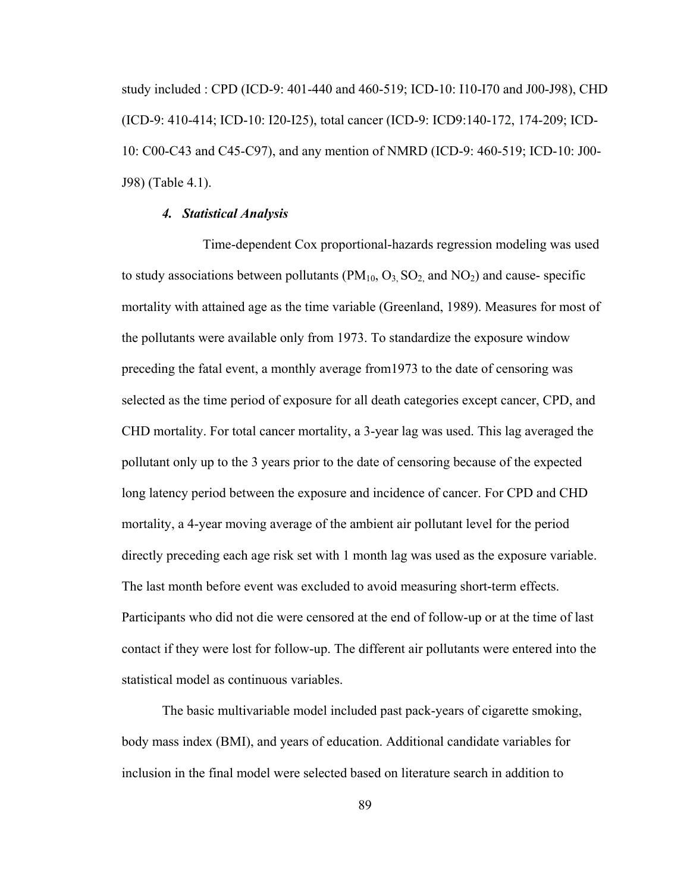study included : CPD (ICD-9: 401-440 and 460-519; ICD-10: I10-I70 and J00-J98), CHD (ICD-9: 410-414; ICD-10: I20-I25), total cancer (ICD-9: ICD9:140-172, 174-209; ICD-10: C00-C43 and C45-C97), and any mention of NMRD (ICD-9: 460-519; ICD-10: J00-J98) (Table 4.1).

### *4. Statistical Analysis*

Time-dependent Cox proportional-hazards regression modeling was used to study associations between pollutants ($PM_{10}$, $O_3$, $SO_2$, and $NO_2$) and cause- specific mortality with attained age as the time variable (Greenland, 1989). Measures for most of the pollutants were available only from 1973. To standardize the exposure window preceding the fatal event, a monthly average from1973 to the date of censoring was selected as the time period of exposure for all death categories except cancer, CPD, and CHD mortality. For total cancer mortality, a 3-year lag was used. This lag averaged the pollutant only up to the 3 years prior to the date of censoring because of the expected long latency period between the exposure and incidence of cancer. For CPD and CHD mortality, a 4-year moving average of the ambient air pollutant level for the period directly preceding each age risk set with 1 month lag was used as the exposure variable. The last month before event was excluded to avoid measuring short-term effects. Participants who did not die were censored at the end of follow-up or at the time of last contact if they were lost for follow-up. The different air pollutants were entered into the statistical model as continuous variables.

The basic multivariable model included past pack-years of cigarette smoking, body mass index (BMI), and years of education. Additional candidate variables for inclusion in the final model were selected based on literature search in addition to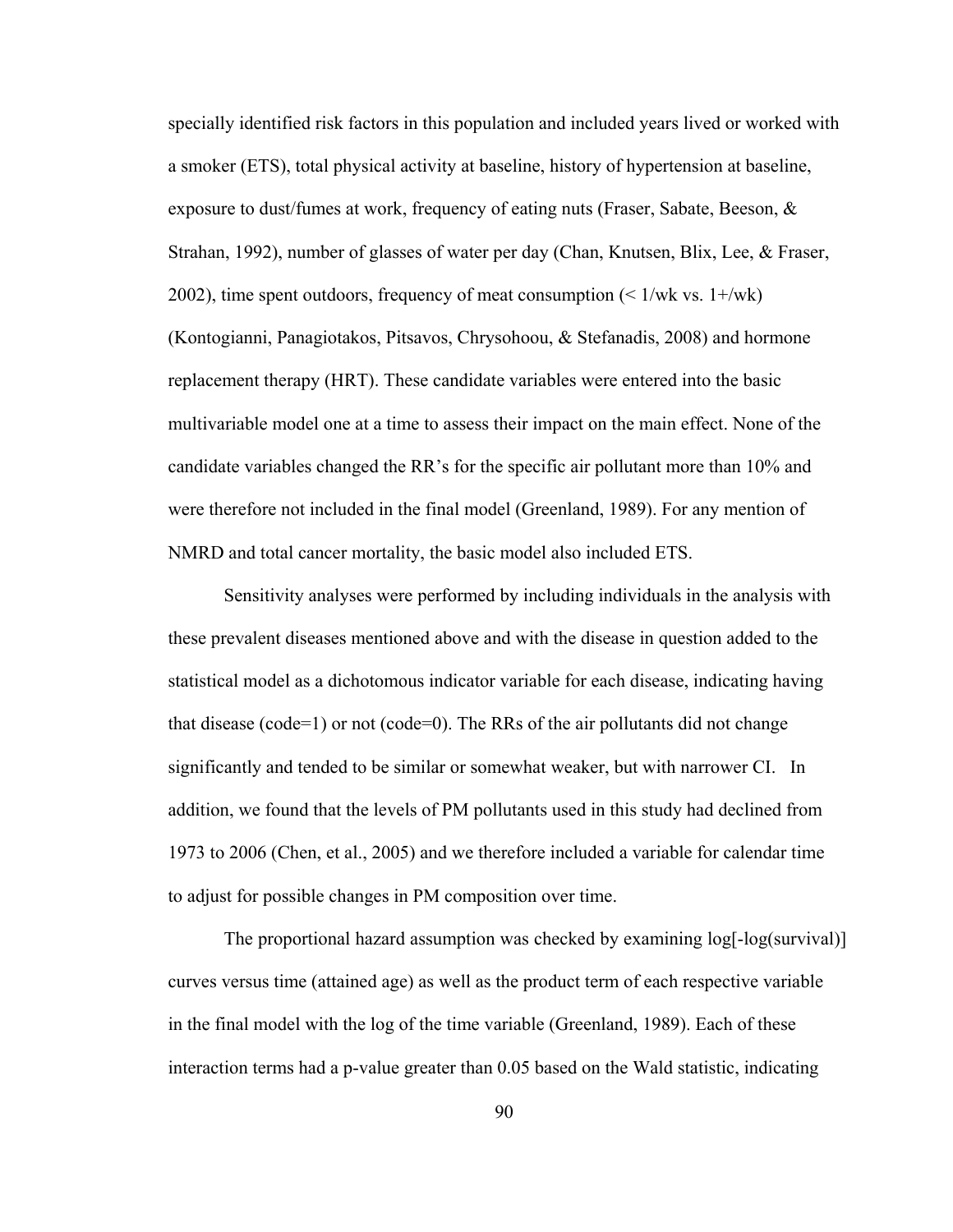specially identified risk factors in this population and included years lived or worked with a smoker (ETS), total physical activity at baseline, history of hypertension at baseline, exposure to dust/fumes at work, frequency of eating nuts (Fraser, Sabate, Beeson, & Strahan, 1992), number of glasses of water per day (Chan, Knutsen, Blix, Lee, & Fraser, 2002), time spent outdoors, frequency of meat consumption (< 1/wk vs. 1+/wk) (Kontogianni, Panagiotakos, Pitsavos, Chrysohoou, & Stefanadis, 2008) and hormone replacement therapy (HRT). These candidate variables were entered into the basic multivariable model one at a time to assess their impact on the main effect. None of the candidate variables changed the RR's for the specific air pollutant more than 10% and were therefore not included in the final model (Greenland, 1989). For any mention of NMRD and total cancer mortality, the basic model also included ETS.

Sensitivity analyses were performed by including individuals in the analysis with these prevalent diseases mentioned above and with the disease in question added to the statistical model as a dichotomous indicator variable for each disease, indicating having that disease (code=1) or not (code=0). The RRs of the air pollutants did not change significantly and tended to be similar or somewhat weaker, but with narrower CI. In addition, we found that the levels of PM pollutants used in this study had declined from 1973 to 2006 (Chen, et al., 2005) and we therefore included a variable for calendar time to adjust for possible changes in PM composition over time.

The proportional hazard assumption was checked by examining log[-log(survival)] curves versus time (attained age) as well as the product term of each respective variable in the final model with the log of the time variable (Greenland, 1989). Each of these interaction terms had a p-value greater than 0.05 based on the Wald statistic, indicating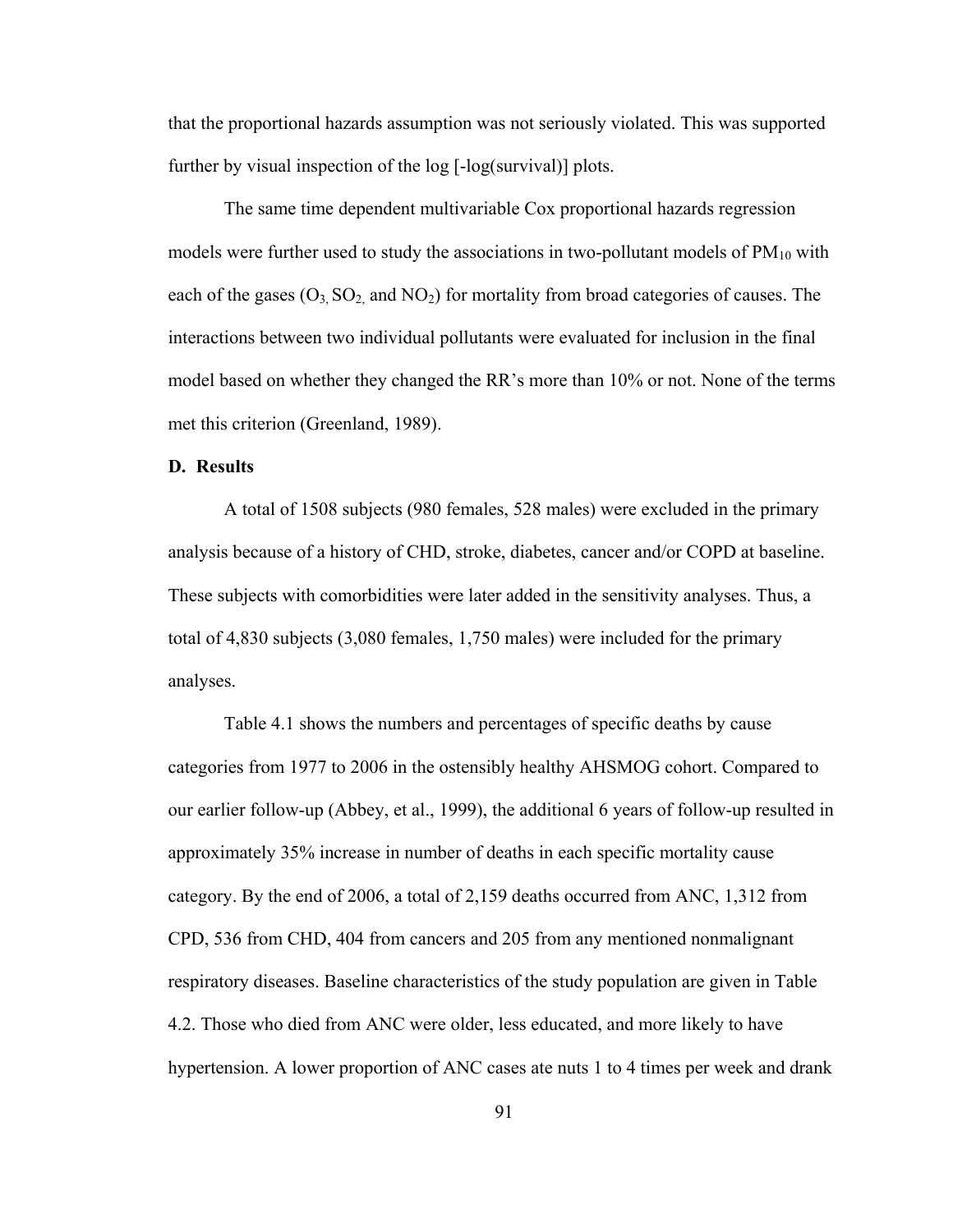that the proportional hazards assumption was not seriously violated. This was supported further by visual inspection of the log [-log(survival)] plots.

The same time dependent multivariable Cox proportional hazards regression models were further used to study the associations in two-pollutant models of $PM_{10}$ with each of the gases ($O_3$, $SO_2$, and $NO_2$) for mortality from broad categories of causes. The interactions between two individual pollutants were evaluated for inclusion in the final model based on whether they changed the RR's more than 10% or not. None of the terms met this criterion (Greenland, 1989).

### D. Results

A total of 1508 subjects (980 females, 528 males) were excluded in the primary analysis because of a history of CHD, stroke, diabetes, cancer and/or COPD at baseline. These subjects with comorbidities were later added in the sensitivity analyses. Thus, a total of 4,830 subjects (3,080 females, 1,750 males) were included for the primary analyses.

Table 4.1 shows the numbers and percentages of specific deaths by cause categories from 1977 to 2006 in the ostensibly healthy AHSMOG cohort. Compared to our earlier follow-up (Abbey, et al., 1999), the additional 6 years of follow-up resulted in approximately 35% increase in number of deaths in each specific mortality cause category. By the end of 2006, a total of 2,159 deaths occurred from ANC, 1,312 from CPD, 536 from CHD, 404 from cancers and 205 from any mentioned nonmalignant respiratory diseases. Baseline characteristics of the study population are given in Table 4.2. Those who died from ANC were older, less educated, and more likely to have hypertension. A lower proportion of ANC cases ate nuts 1 to 4 times per week and drank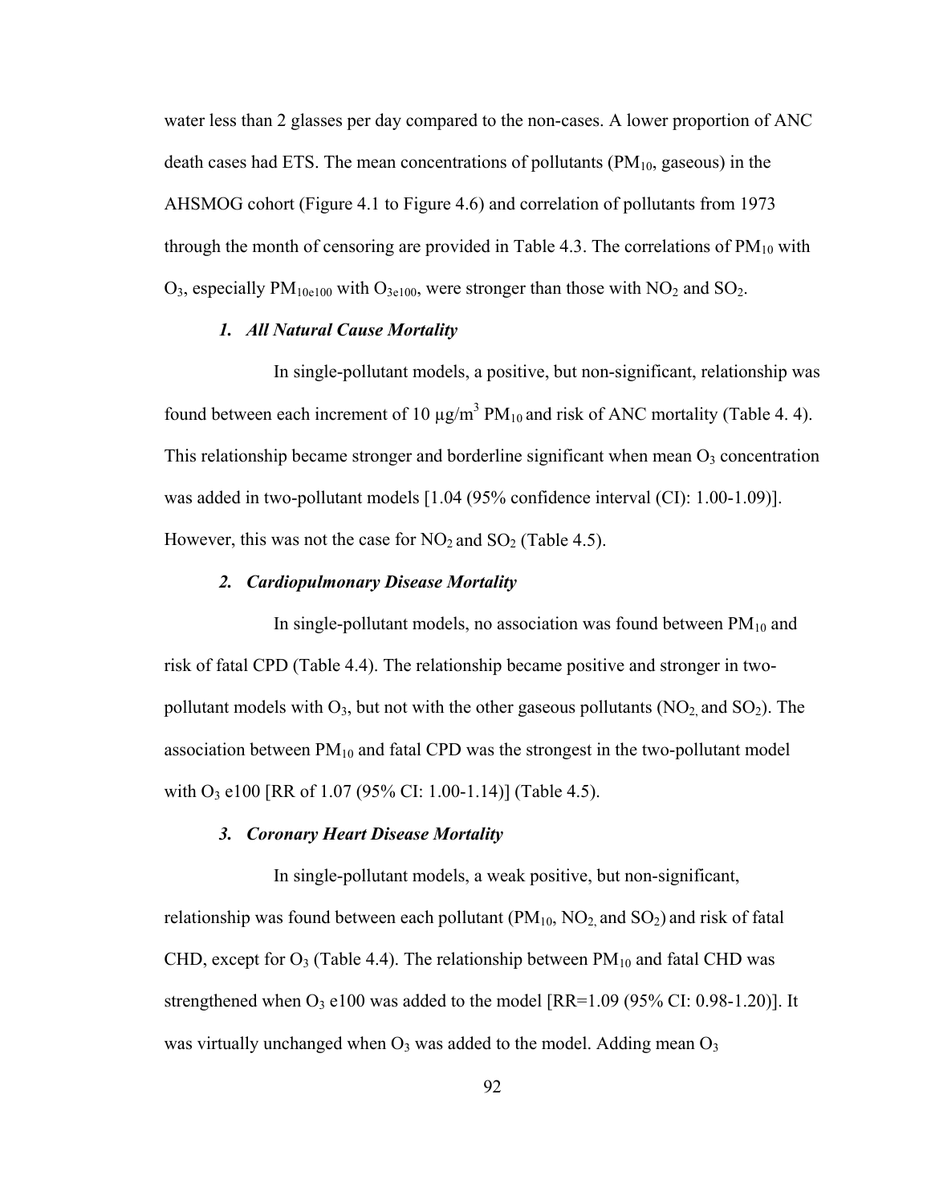water less than 2 glasses per day compared to the non-cases. A lower proportion of ANC death cases had ETS. The mean concentrations of pollutants ($PM_{10}$, gaseous) in the AHSMOG cohort (Figure 4.1 to Figure 4.6) and correlation of pollutants from 1973 through the month of censoring are provided in Table 4.3. The correlations of $PM_{10}$ with $O_3$, especially $PM_{10e100}$ with $O_{3e100}$, were stronger than those with $NO_2$ and $SO_2$.

### *1. All Natural Cause Mortality*

In single-pollutant models, a positive, but non-significant, relationship was found between each increment of 10 μg/m$^3$ $PM_{10}$ and risk of ANC mortality (Table 4. 4). This relationship became stronger and borderline significant when mean $O_3$ concentration was added in two-pollutant models [1.04 (95% confidence interval (CI): 1.00-1.09)]. However, this was not the case for $NO_2$ and $SO_2$ (Table 4.5).

### *2. Cardiopulmonary Disease Mortality*

In single-pollutant models, no association was found between $PM_{10}$ and risk of fatal CPD (Table 4.4). The relationship became positive and stronger in two-pollutant models with $O_3$, but not with the other gaseous pollutants ($NO_2$, and $SO_2$). The association between $PM_{10}$ and fatal CPD was the strongest in the two-pollutant model with $O_3$ e100 [RR of 1.07 (95% CI: 1.00-1.14)] (Table 4.5).

### *3. Coronary Heart Disease Mortality*

In single-pollutant models, a weak positive, but non-significant, relationship was found between each pollutant ($PM_{10}$, $NO_2$, and $SO_2$) and risk of fatal CHD, except for $O_3$ (Table 4.4). The relationship between $PM_{10}$ and fatal CHD was strengthened when $O_3$ e100 was added to the model [RR=1.09 (95% CI: 0.98-1.20)]. It was virtually unchanged when $O_3$ was added to the model. Adding mean $O_3$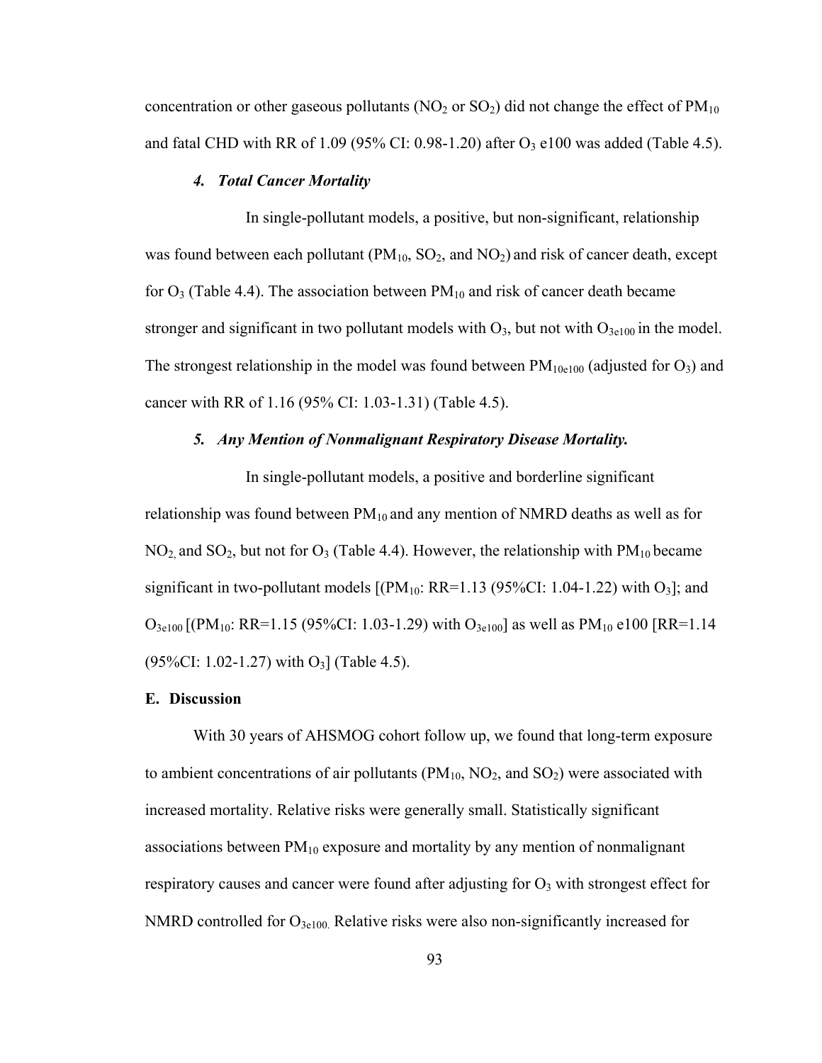concentration or other gaseous pollutants ($NO_2$ or $SO_2$) did not change the effect of $PM_{10}$ and fatal CHD with RR of 1.09 (95% CI: 0.98-1.20) after $O_3$ e100 was added (Table 4.5).

### *4. Total Cancer Mortality*

In single-pollutant models, a positive, but non-significant, relationship was found between each pollutant ($PM_{10}$, $SO_2$, and $NO_2$) and risk of cancer death, except for $O_3$ (Table 4.4). The association between $PM_{10}$ and risk of cancer death became stronger and significant in two pollutant models with $O_3$, but not with $O_{3e100}$ in the model. The strongest relationship in the model was found between $PM_{10e100}$ (adjusted for $O_3$) and cancer with RR of 1.16 (95% CI: 1.03-1.31) (Table 4.5).

### *5. Any Mention of Nonmalignant Respiratory Disease Mortality.*

In single-pollutant models, a positive and borderline significant relationship was found between $PM_{10}$ and any mention of NMRD deaths as well as for $NO_2$, and $SO_2$, but not for $O_3$ (Table 4.4). However, the relationship with $PM_{10}$ became significant in two-pollutant models [($PM_{10}$: RR=1.13 (95%CI: 1.04-1.22) with $O_3$]; and $O_{3e100}$ [($PM_{10}$: RR=1.15 (95%CI: 1.03-1.29) with $O_{3e100}$] as well as $PM_{10}$ e100 [RR=1.14 (95%CI: 1.02-1.27) with $O_3$] (Table 4.5).

## E. Discussion

With 30 years of AHSMOG cohort follow up, we found that long-term exposure to ambient concentrations of air pollutants ($PM_{10}$, $NO_2$, and $SO_2$) were associated with increased mortality. Relative risks were generally small. Statistically significant associations between $PM_{10}$ exposure and mortality by any mention of nonmalignant respiratory causes and cancer were found after adjusting for $O_3$ with strongest effect for NMRD controlled for $O_{3e100.}$ Relative risks were also non-significantly increased for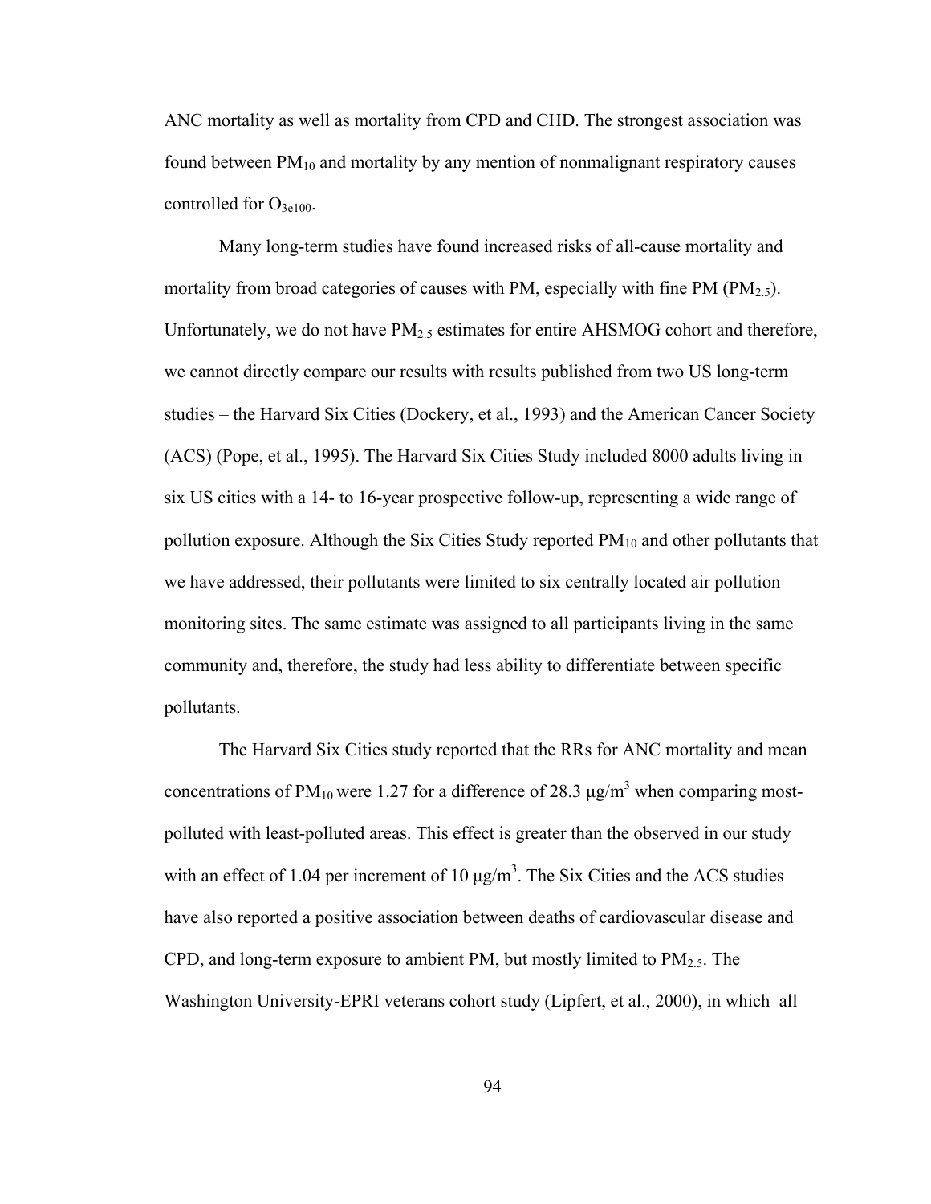ANC mortality as well as mortality from CPD and CHD. The strongest association was found between $PM_{10}$ and mortality by any mention of nonmalignant respiratory causes controlled for $O_{3e100}$.

Many long-term studies have found increased risks of all-cause mortality and mortality from broad categories of causes with PM, especially with fine PM ($PM_{2.5}$). Unfortunately, we do not have $PM_{2.5}$ estimates for entire AHSMOG cohort and therefore, we cannot directly compare our results with results published from two US long-term studies – the Harvard Six Cities (Dockery, et al., 1993) and the American Cancer Society (ACS) (Pope, et al., 1995). The Harvard Six Cities Study included 8000 adults living in six US cities with a 14- to 16-year prospective follow-up, representing a wide range of pollution exposure. Although the Six Cities Study reported $PM_{10}$ and other pollutants that we have addressed, their pollutants were limited to six centrally located air pollution monitoring sites. The same estimate was assigned to all participants living in the same community and, therefore, the study had less ability to differentiate between specific pollutants.

The Harvard Six Cities study reported that the RRs for ANC mortality and mean concentrations of $PM_{10}$ were 1.27 for a difference of 28.3 $\mu g/m^3$ when comparing most-polluted with least-polluted areas. This effect is greater than the observed in our study with an effect of 1.04 per increment of 10 $\mu g/m^3$. The Six Cities and the ACS studies have also reported a positive association between deaths of cardiovascular disease and CPD, and long-term exposure to ambient PM, but mostly limited to $PM_{2.5}$. The Washington University-EPRI veterans cohort study (Lipfert, et al., 2000), in which all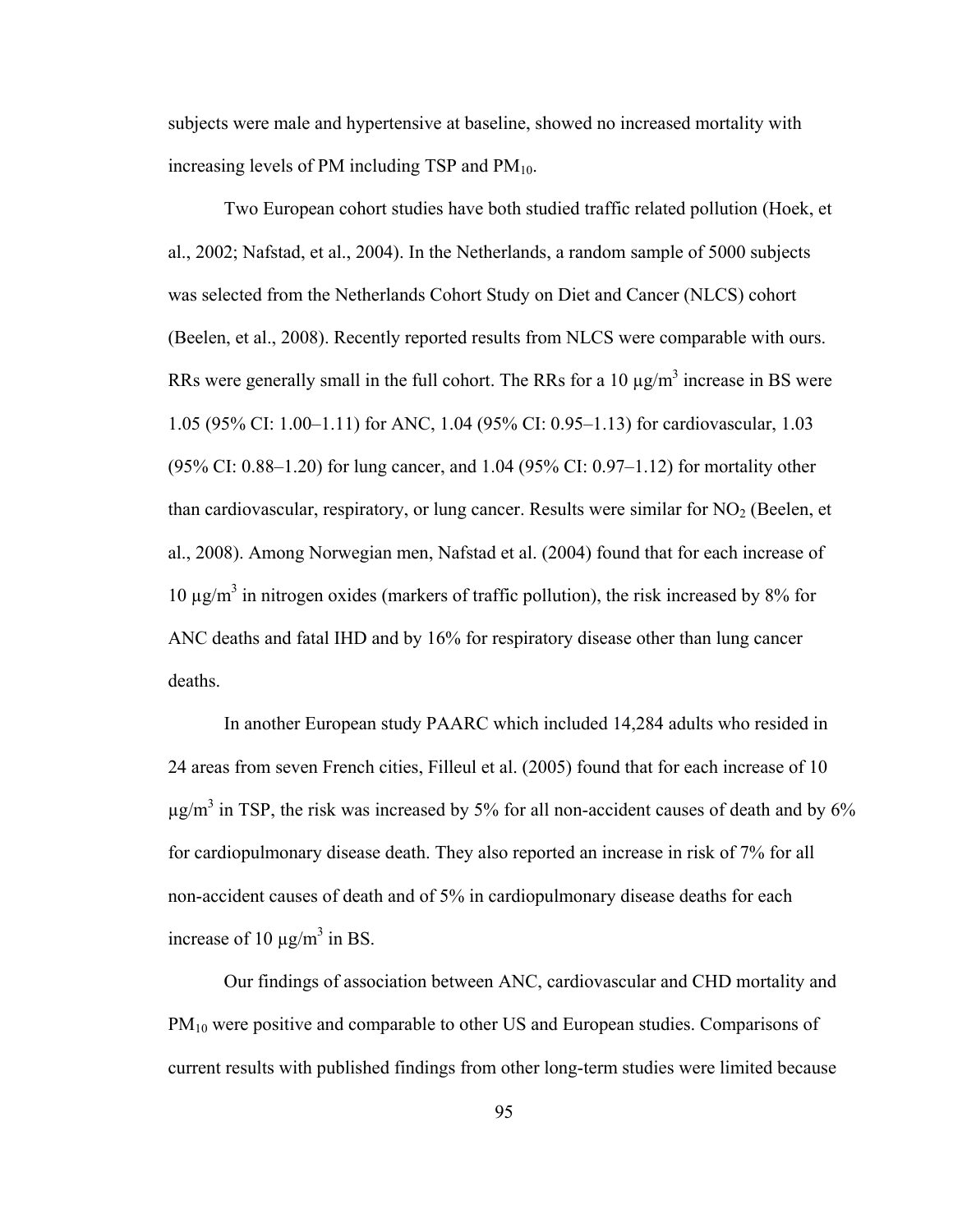subjects were male and hypertensive at baseline, showed no increased mortality with increasing levels of PM including TSP and $PM_{10}$.

Two European cohort studies have both studied traffic related pollution (Hoek, et al., 2002; Nafstad, et al., 2004). In the Netherlands, a random sample of 5000 subjects was selected from the Netherlands Cohort Study on Diet and Cancer (NLCS) cohort (Beelen, et al., 2008). Recently reported results from NLCS were comparable with ours. RRs were generally small in the full cohort. The RRs for a 10 $\mu g/m^3$ increase in BS were 1.05 (95% CI: 1.00–1.11) for ANC, 1.04 (95% CI: 0.95–1.13) for cardiovascular, 1.03 (95% CI: 0.88–1.20) for lung cancer, and 1.04 (95% CI: 0.97–1.12) for mortality other than cardiovascular, respiratory, or lung cancer. Results were similar for $NO_2$ (Beelen, et al., 2008). Among Norwegian men, Nafstad et al. (2004) found that for each increase of 10 $\mu g/m^3$ in nitrogen oxides (markers of traffic pollution), the risk increased by 8% for ANC deaths and fatal IHD and by 16% for respiratory disease other than lung cancer deaths.

In another European study PAARC which included 14,284 adults who resided in 24 areas from seven French cities, Filleul et al. (2005) found that for each increase of 10 $\mu g/m^3$ in TSP, the risk was increased by 5% for all non-accident causes of death and by 6% for cardiopulmonary disease death. They also reported an increase in risk of 7% for all non-accident causes of death and of 5% in cardiopulmonary disease deaths for each increase of 10 $\mu g/m^3$ in BS.

Our findings of association between ANC, cardiovascular and CHD mortality and $PM_{10}$ were positive and comparable to other US and European studies. Comparisons of current results with published findings from other long-term studies were limited because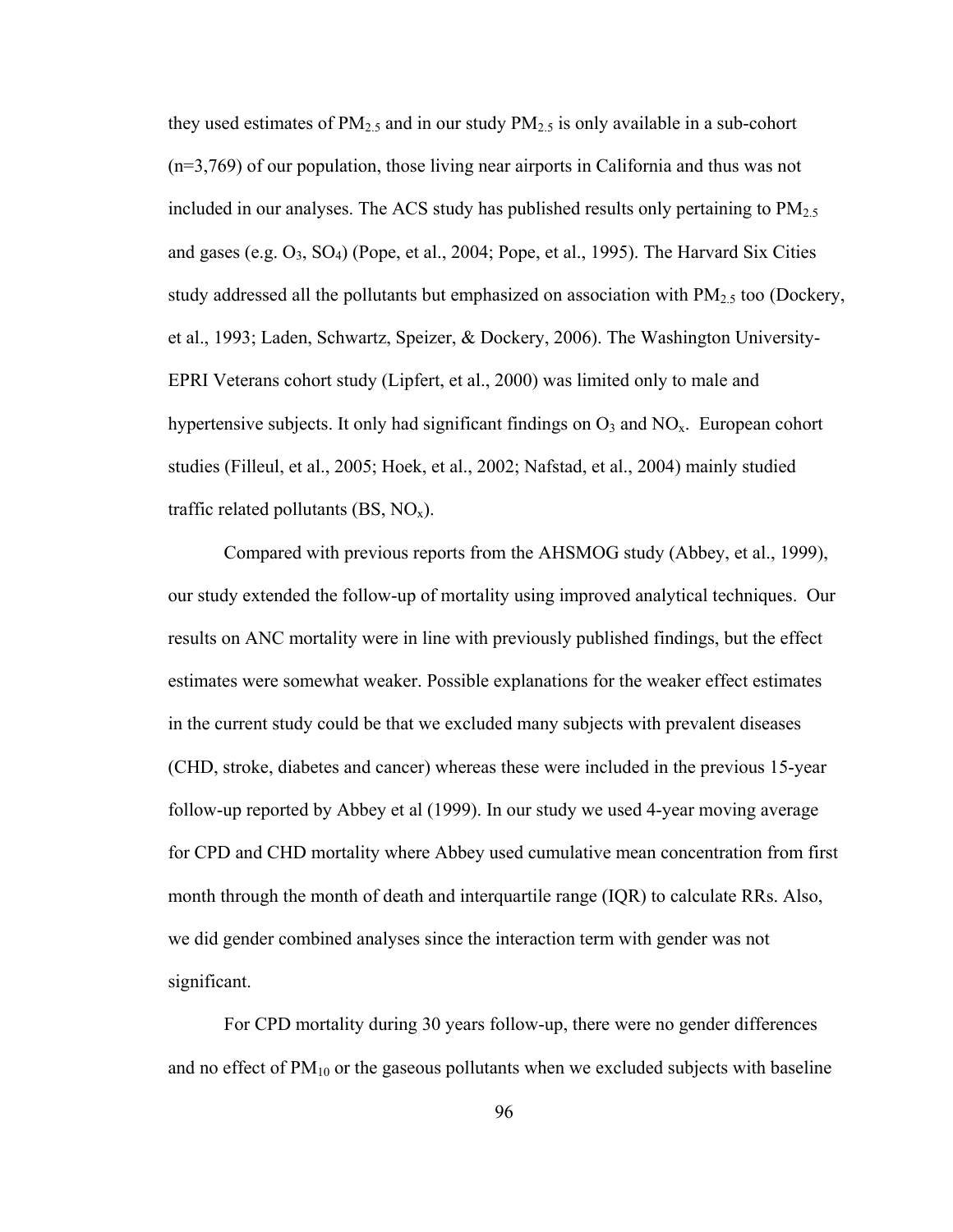they used estimates of $PM_{2.5}$ and in our study $PM_{2.5}$ is only available in a sub-cohort (n=3,769) of our population, those living near airports in California and thus was not included in our analyses. The ACS study has published results only pertaining to $PM_{2.5}$ and gases (e.g. $O_3$, $SO_4$) (Pope, et al., 2004; Pope, et al., 1995). The Harvard Six Cities study addressed all the pollutants but emphasized on association with $PM_{2.5}$ too (Dockery, et al., 1993; Laden, Schwartz, Speizer, & Dockery, 2006). The Washington University-EPRI Veterans cohort study (Lipfert, et al., 2000) was limited only to male and hypertensive subjects. It only had significant findings on $O_3$ and $NO_x$. European cohort studies (Filleul, et al., 2005; Hoek, et al., 2002; Nafstad, et al., 2004) mainly studied traffic related pollutants (BS, $NO_x$).

Compared with previous reports from the AHSMOG study (Abbey, et al., 1999), our study extended the follow-up of mortality using improved analytical techniques. Our results on ANC mortality were in line with previously published findings, but the effect estimates were somewhat weaker. Possible explanations for the weaker effect estimates in the current study could be that we excluded many subjects with prevalent diseases (CHD, stroke, diabetes and cancer) whereas these were included in the previous 15-year follow-up reported by Abbey et al (1999). In our study we used 4-year moving average for CPD and CHD mortality where Abbey used cumulative mean concentration from first month through the month of death and interquartile range (IQR) to calculate RRs. Also, we did gender combined analyses since the interaction term with gender was not significant.

For CPD mortality during 30 years follow-up, there were no gender differences and no effect of $PM_{10}$ or the gaseous pollutants when we excluded subjects with baseline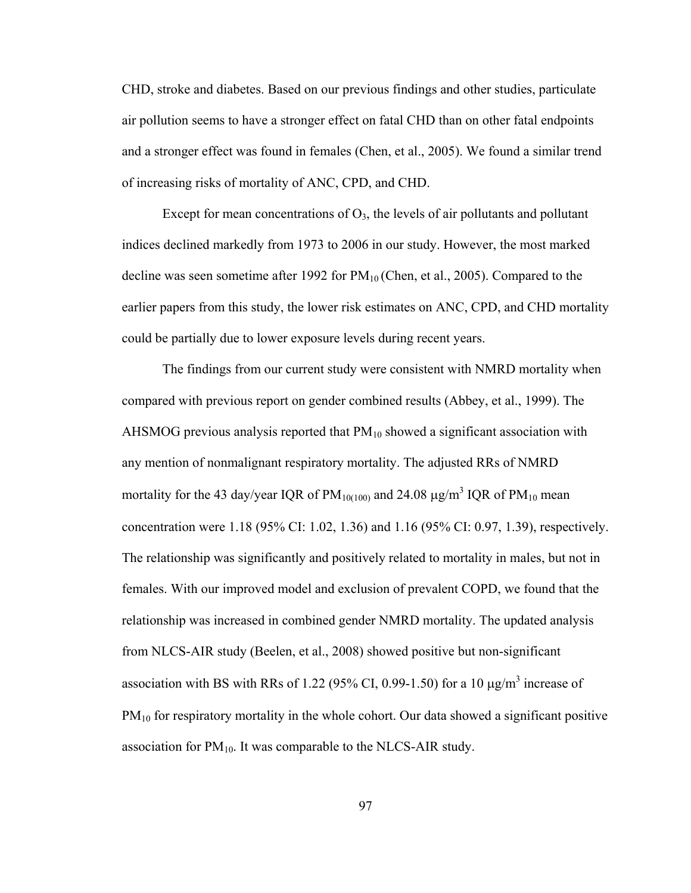CHD, stroke and diabetes. Based on our previous findings and other studies, particulate air pollution seems to have a stronger effect on fatal CHD than on other fatal endpoints and a stronger effect was found in females (Chen, et al., 2005). We found a similar trend of increasing risks of mortality of ANC, CPD, and CHD.

Except for mean concentrations of $O_3$, the levels of air pollutants and pollutant indices declined markedly from 1973 to 2006 in our study. However, the most marked decline was seen sometime after 1992 for $PM_{10}$ (Chen, et al., 2005). Compared to the earlier papers from this study, the lower risk estimates on ANC, CPD, and CHD mortality could be partially due to lower exposure levels during recent years.

The findings from our current study were consistent with NMRD mortality when compared with previous report on gender combined results (Abbey, et al., 1999). The AHSMOG previous analysis reported that $PM_{10}$ showed a significant association with any mention of nonmalignant respiratory mortality. The adjusted RRs of NMRD mortality for the 43 day/year IQR of $PM_{10(100)}$ and 24.08 $\mu g/m^3$ IQR of $PM_{10}$ mean concentration were 1.18 (95% CI: 1.02, 1.36) and 1.16 (95% CI: 0.97, 1.39), respectively. The relationship was significantly and positively related to mortality in males, but not in females. With our improved model and exclusion of prevalent COPD, we found that the relationship was increased in combined gender NMRD mortality. The updated analysis from NLCS-AIR study (Beelen, et al., 2008) showed positive but non-significant association with BS with RRs of 1.22 (95% CI, 0.99-1.50) for a 10 $\mu g/m^3$ increase of $PM_{10}$ for respiratory mortality in the whole cohort. Our data showed a significant positive association for $PM_{10}$. It was comparable to the NLCS-AIR study.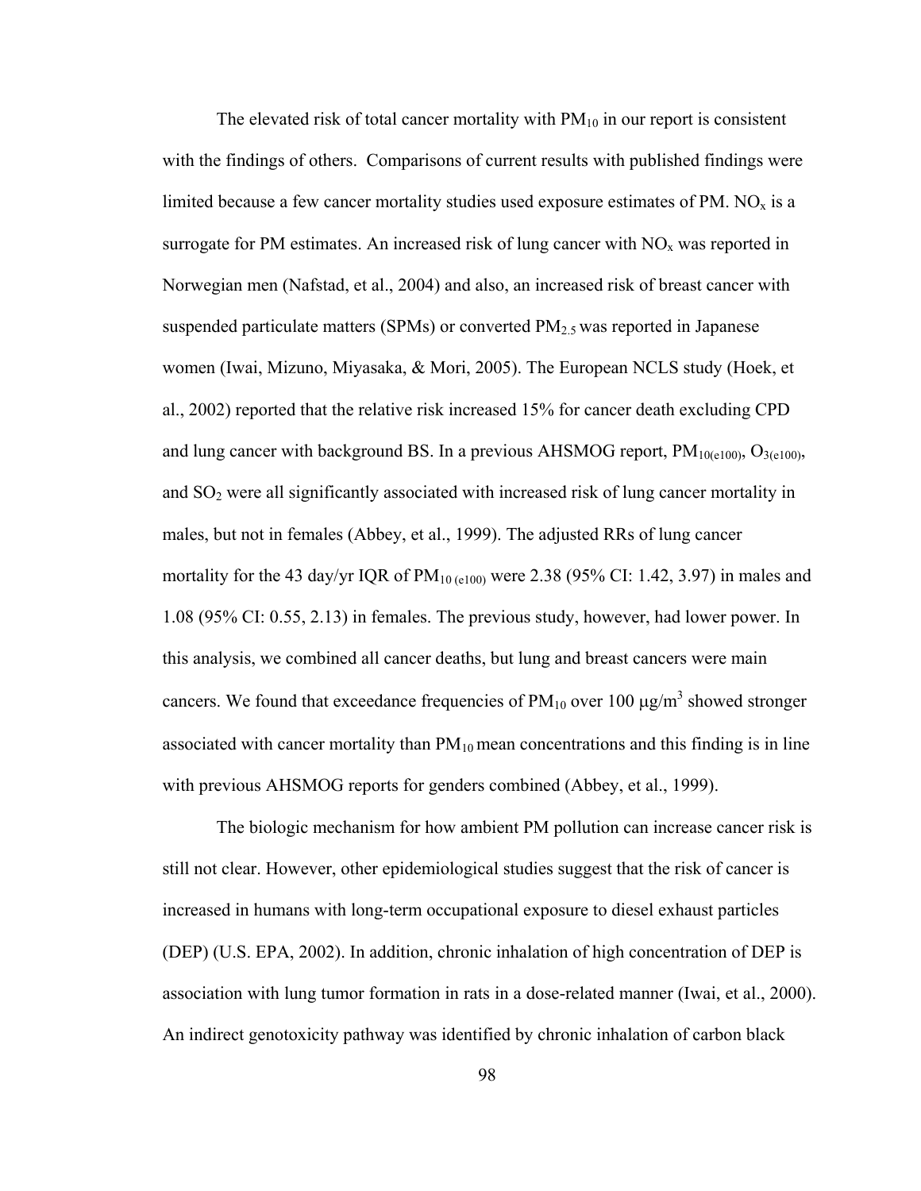The elevated risk of total cancer mortality with $PM_{10}$ in our report is consistent with the findings of others. Comparisons of current results with published findings were limited because a few cancer mortality studies used exposure estimates of PM. $NO_x$ is a surrogate for PM estimates. An increased risk of lung cancer with $NO_x$ was reported in Norwegian men (Nafstad, et al., 2004) and also, an increased risk of breast cancer with suspended particulate matters (SPMs) or converted $PM_{2.5}$ was reported in Japanese women (Iwai, Mizuno, Miyasaka, & Mori, 2005). The European NCLS study (Hoek, et al., 2002) reported that the relative risk increased 15% for cancer death excluding CPD and lung cancer with background BS. In a previous AHSMOG report, $PM_{10(e100)}$, $O_{3(e100)}$, and $SO_2$ were all significantly associated with increased risk of lung cancer mortality in males, but not in females (Abbey, et al., 1999). The adjusted RRs of lung cancer mortality for the 43 day/yr IQR of $PM_{10\ (e100)}$ were 2.38 (95% CI: 1.42, 3.97) in males and 1.08 (95% CI: 0.55, 2.13) in females. The previous study, however, had lower power. In this analysis, we combined all cancer deaths, but lung and breast cancers were main cancers. We found that exceedance frequencies of $PM_{10}$ over 100 $\mu g/m^3$ showed stronger associated with cancer mortality than $PM_{10}$ mean concentrations and this finding is in line with previous AHSMOG reports for genders combined (Abbey, et al., 1999).

The biologic mechanism for how ambient PM pollution can increase cancer risk is still not clear. However, other epidemiological studies suggest that the risk of cancer is increased in humans with long-term occupational exposure to diesel exhaust particles (DEP) (U.S. EPA, 2002). In addition, chronic inhalation of high concentration of DEP is association with lung tumor formation in rats in a dose-related manner (Iwai, et al., 2000). An indirect genotoxicity pathway was identified by chronic inhalation of carbon black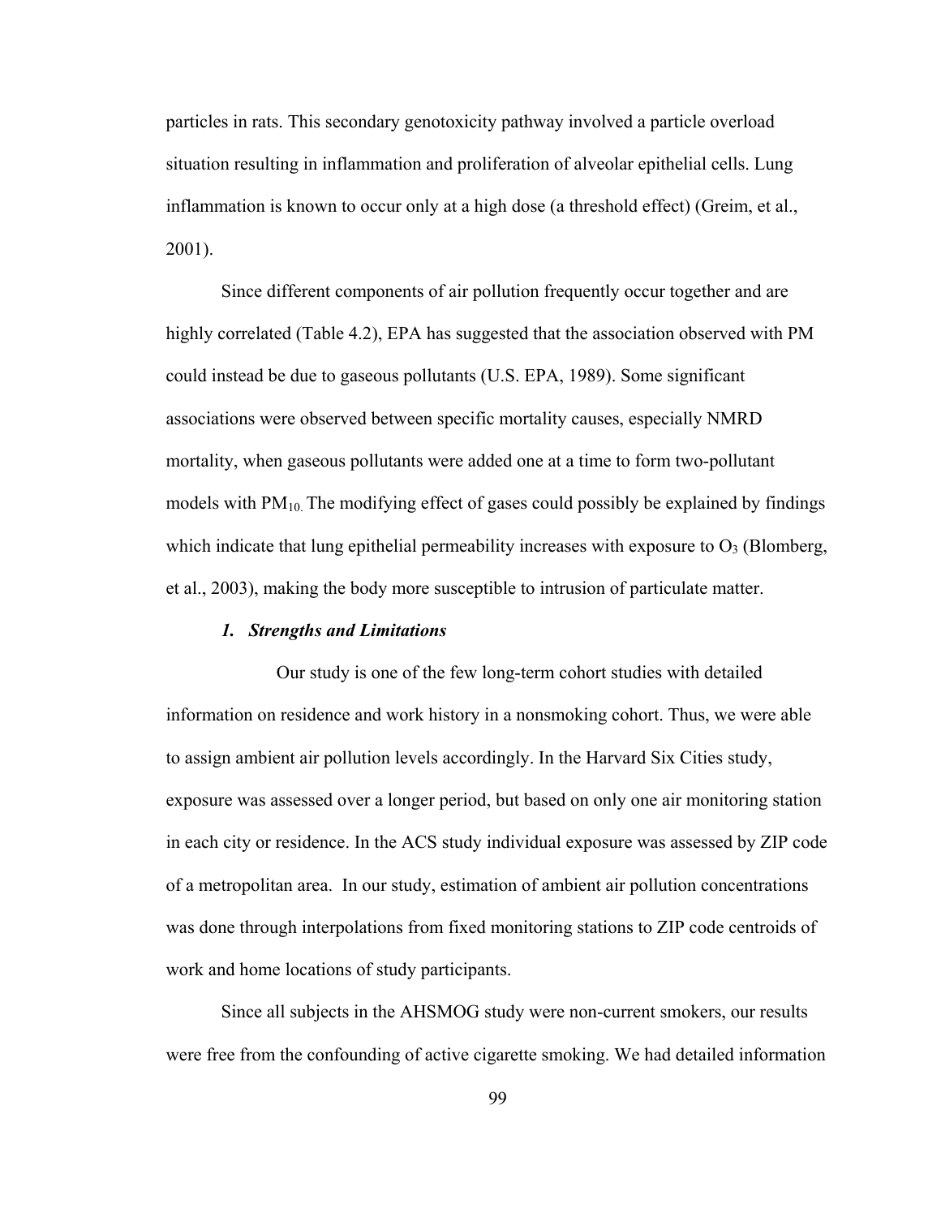particles in rats. This secondary genotoxicity pathway involved a particle overload situation resulting in inflammation and proliferation of alveolar epithelial cells. Lung inflammation is known to occur only at a high dose (a threshold effect) (Greim, et al., 2001).

Since different components of air pollution frequently occur together and are highly correlated (Table 4.2), EPA has suggested that the association observed with PM could instead be due to gaseous pollutants (U.S. EPA, 1989). Some significant associations were observed between specific mortality causes, especially NMRD mortality, when gaseous pollutants were added one at a time to form two-pollutant models with $PM_{10}$. The modifying effect of gases could possibly be explained by findings which indicate that lung epithelial permeability increases with exposure to $O_3$ (Blomberg, et al., 2003), making the body more susceptible to intrusion of particulate matter.

### *1. Strengths and Limitations*

Our study is one of the few long-term cohort studies with detailed information on residence and work history in a nonsmoking cohort. Thus, we were able to assign ambient air pollution levels accordingly. In the Harvard Six Cities study, exposure was assessed over a longer period, but based on only one air monitoring station in each city or residence. In the ACS study individual exposure was assessed by ZIP code of a metropolitan area. In our study, estimation of ambient air pollution concentrations was done through interpolations from fixed monitoring stations to ZIP code centroids of work and home locations of study participants.

Since all subjects in the AHSMOG study were non-current smokers, our results were free from the confounding of active cigarette smoking. We had detailed information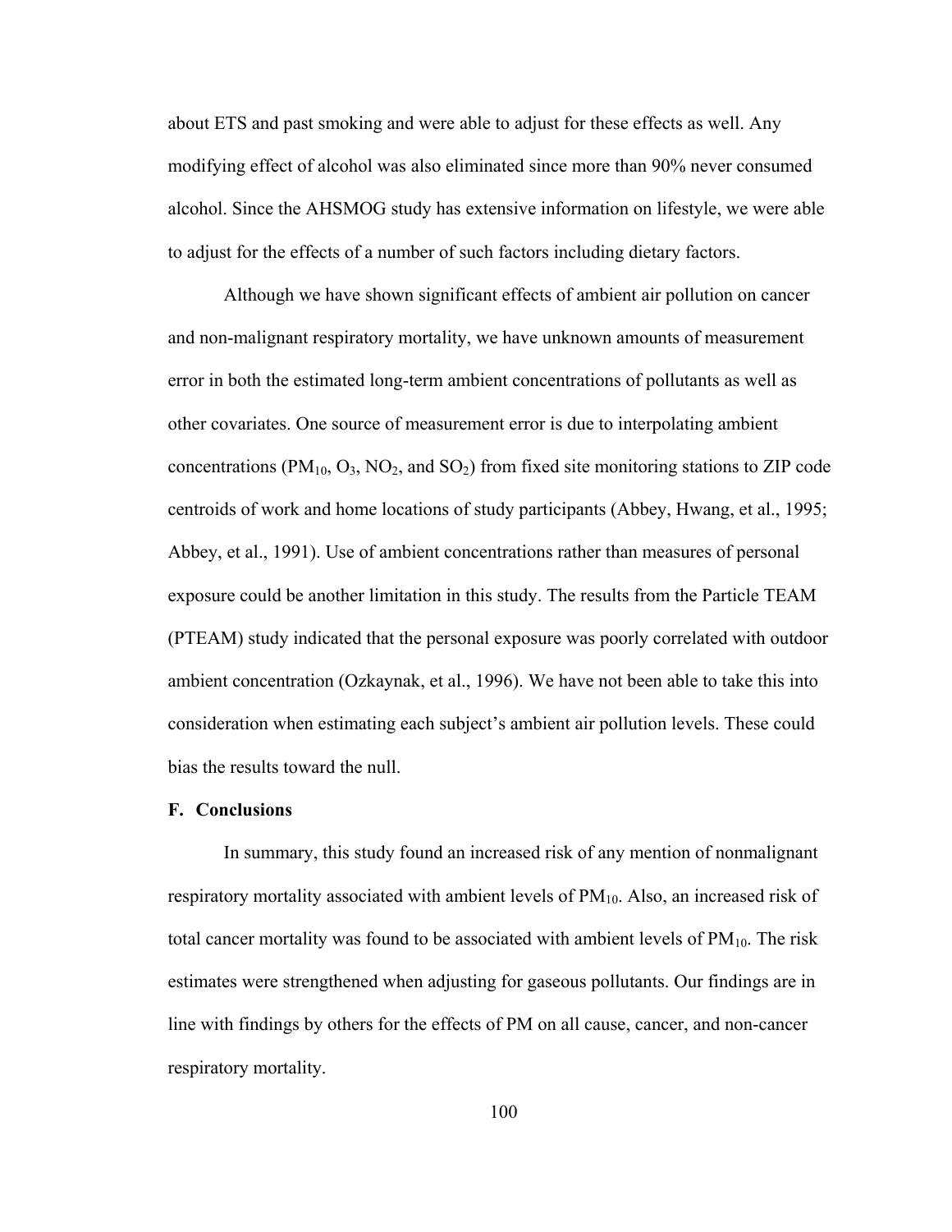about ETS and past smoking and were able to adjust for these effects as well. Any modifying effect of alcohol was also eliminated since more than 90% never consumed alcohol. Since the AHSMOG study has extensive information on lifestyle, we were able to adjust for the effects of a number of such factors including dietary factors.

Although we have shown significant effects of ambient air pollution on cancer and non-malignant respiratory mortality, we have unknown amounts of measurement error in both the estimated long-term ambient concentrations of pollutants as well as other covariates. One source of measurement error is due to interpolating ambient concentrations ($PM_{10}$, $O_3$, $NO_2$, and $SO_2$) from fixed site monitoring stations to ZIP code centroids of work and home locations of study participants (Abbey, Hwang, et al., 1995; Abbey, et al., 1991). Use of ambient concentrations rather than measures of personal exposure could be another limitation in this study. The results from the Particle TEAM (PTEAM) study indicated that the personal exposure was poorly correlated with outdoor ambient concentration (Ozkaynak, et al., 1996). We have not been able to take this into consideration when estimating each subject's ambient air pollution levels. These could bias the results toward the null.

### F. Conclusions

In summary, this study found an increased risk of any mention of nonmalignant respiratory mortality associated with ambient levels of $PM_{10}$. Also, an increased risk of total cancer mortality was found to be associated with ambient levels of $PM_{10}$. The risk estimates were strengthened when adjusting for gaseous pollutants. Our findings are in line with findings by others for the effects of PM on all cause, cancer, and non-cancer respiratory mortality.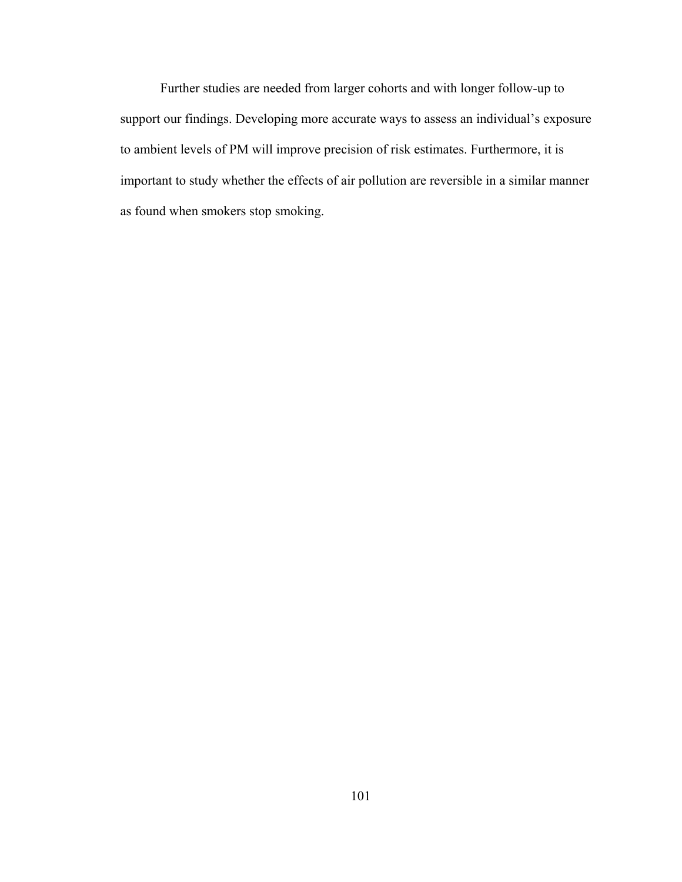Further studies are needed from larger cohorts and with longer follow-up to support our findings. Developing more accurate ways to assess an individual's exposure to ambient levels of PM will improve precision of risk estimates. Furthermore, it is important to study whether the effects of air pollution are reversible in a similar manner as found when smokers stop smoking.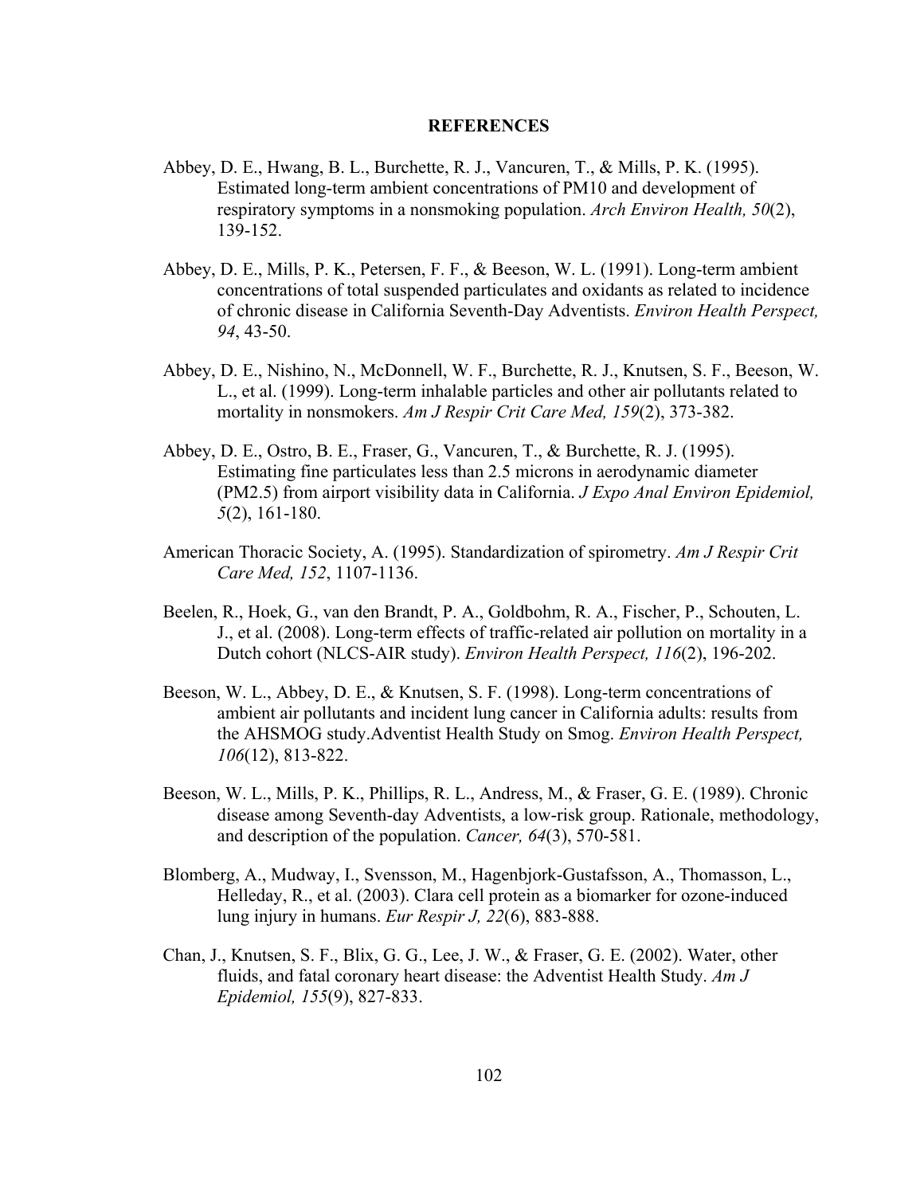# REFERENCES

Abbey, D. E., Hwang, B. L., Burchette, R. J., Vancuren, T., & Mills, P. K. (1995). Estimated long-term ambient concentrations of PM10 and development of respiratory symptoms in a nonsmoking population. *Arch Environ Health, 50*(2), 139-152.

Abbey, D. E., Mills, P. K., Petersen, F. F., & Beeson, W. L. (1991). Long-term ambient concentrations of total suspended particulates and oxidants as related to incidence of chronic disease in California Seventh-Day Adventists. *Environ Health Perspect, 94*, 43-50.

Abbey, D. E., Nishino, N., McDonnell, W. F., Burchette, R. J., Knutsen, S. F., Beeson, W. L., et al. (1999). Long-term inhalable particles and other air pollutants related to mortality in nonsmokers. *Am J Respir Crit Care Med, 159*(2), 373-382.

Abbey, D. E., Ostro, B. E., Fraser, G., Vancuren, T., & Burchette, R. J. (1995). Estimating fine particulates less than 2.5 microns in aerodynamic diameter (PM2.5) from airport visibility data in California. *J Expo Anal Environ Epidemiol, 5*(2), 161-180.

American Thoracic Society, A. (1995). Standardization of spirometry. *Am J Respir Crit Care Med, 152*, 1107-1136.

Beelen, R., Hoek, G., van den Brandt, P. A., Goldbohm, R. A., Fischer, P., Schouten, L. J., et al. (2008). Long-term effects of traffic-related air pollution on mortality in a Dutch cohort (NLCS-AIR study). *Environ Health Perspect, 116*(2), 196-202.

Beeson, W. L., Abbey, D. E., & Knutsen, S. F. (1998). Long-term concentrations of ambient air pollutants and incident lung cancer in California adults: results from the AHSMOG study.Adventist Health Study on Smog. *Environ Health Perspect, 106*(12), 813-822.

Beeson, W. L., Mills, P. K., Phillips, R. L., Andress, M., & Fraser, G. E. (1989). Chronic disease among Seventh-day Adventists, a low-risk group. Rationale, methodology, and description of the population. *Cancer, 64*(3), 570-581.

Blomberg, A., Mudway, I., Svensson, M., Hagenbjork-Gustafsson, A., Thomasson, L., Helleday, R., et al. (2003). Clara cell protein as a biomarker for ozone-induced lung injury in humans. *Eur Respir J, 22*(6), 883-888.

Chan, J., Knutsen, S. F., Blix, G. G., Lee, J. W., & Fraser, G. E. (2002). Water, other fluids, and fatal coronary heart disease: the Adventist Health Study. *Am J Epidemiol, 155*(9), 827-833.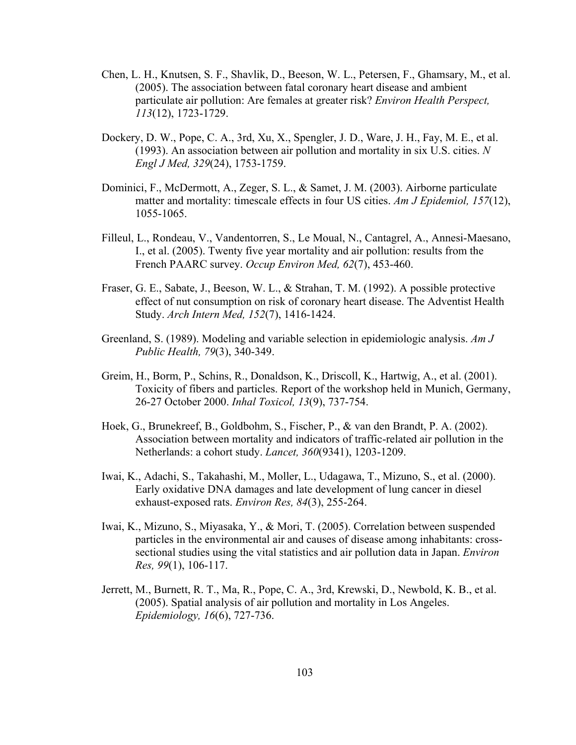Chen, L. H., Knutsen, S. F., Shavlik, D., Beeson, W. L., Petersen, F., Ghamsary, M., et al. (2005). The association between fatal coronary heart disease and ambient particulate air pollution: Are females at greater risk? *Environ Health Perspect, 113*(12), 1723-1729.

Dockery, D. W., Pope, C. A., 3rd, Xu, X., Spengler, J. D., Ware, J. H., Fay, M. E., et al. (1993). An association between air pollution and mortality in six U.S. cities. *N Engl J Med, 329*(24), 1753-1759.

Dominici, F., McDermott, A., Zeger, S. L., & Samet, J. M. (2003). Airborne particulate matter and mortality: timescale effects in four US cities. *Am J Epidemiol, 157*(12), 1055-1065.

Filleul, L., Rondeau, V., Vandentorren, S., Le Moual, N., Cantagrel, A., Annesi-Maesano, I., et al. (2005). Twenty five year mortality and air pollution: results from the French PAARC survey. *Occup Environ Med, 62*(7), 453-460.

Fraser, G. E., Sabate, J., Beeson, W. L., & Strahan, T. M. (1992). A possible protective effect of nut consumption on risk of coronary heart disease. The Adventist Health Study. *Arch Intern Med, 152*(7), 1416-1424.

Greenland, S. (1989). Modeling and variable selection in epidemiologic analysis. *Am J Public Health, 79*(3), 340-349.

Greim, H., Borm, P., Schins, R., Donaldson, K., Driscoll, K., Hartwig, A., et al. (2001). Toxicity of fibers and particles. Report of the workshop held in Munich, Germany, 26-27 October 2000. *Inhal Toxicol, 13*(9), 737-754.

Hoek, G., Brunekreef, B., Goldbohm, S., Fischer, P., & van den Brandt, P. A. (2002). Association between mortality and indicators of traffic-related air pollution in the Netherlands: a cohort study. *Lancet, 360*(9341), 1203-1209.

Iwai, K., Adachi, S., Takahashi, M., Moller, L., Udagawa, T., Mizuno, S., et al. (2000). Early oxidative DNA damages and late development of lung cancer in diesel exhaust-exposed rats. *Environ Res, 84*(3), 255-264.

Iwai, K., Mizuno, S., Miyasaka, Y., & Mori, T. (2005). Correlation between suspended particles in the environmental air and causes of disease among inhabitants: cross-sectional studies using the vital statistics and air pollution data in Japan. *Environ Res, 99*(1), 106-117.

Jerrett, M., Burnett, R. T., Ma, R., Pope, C. A., 3rd, Krewski, D., Newbold, K. B., et al. (2005). Spatial analysis of air pollution and mortality in Los Angeles. *Epidemiology, 16*(6), 727-736.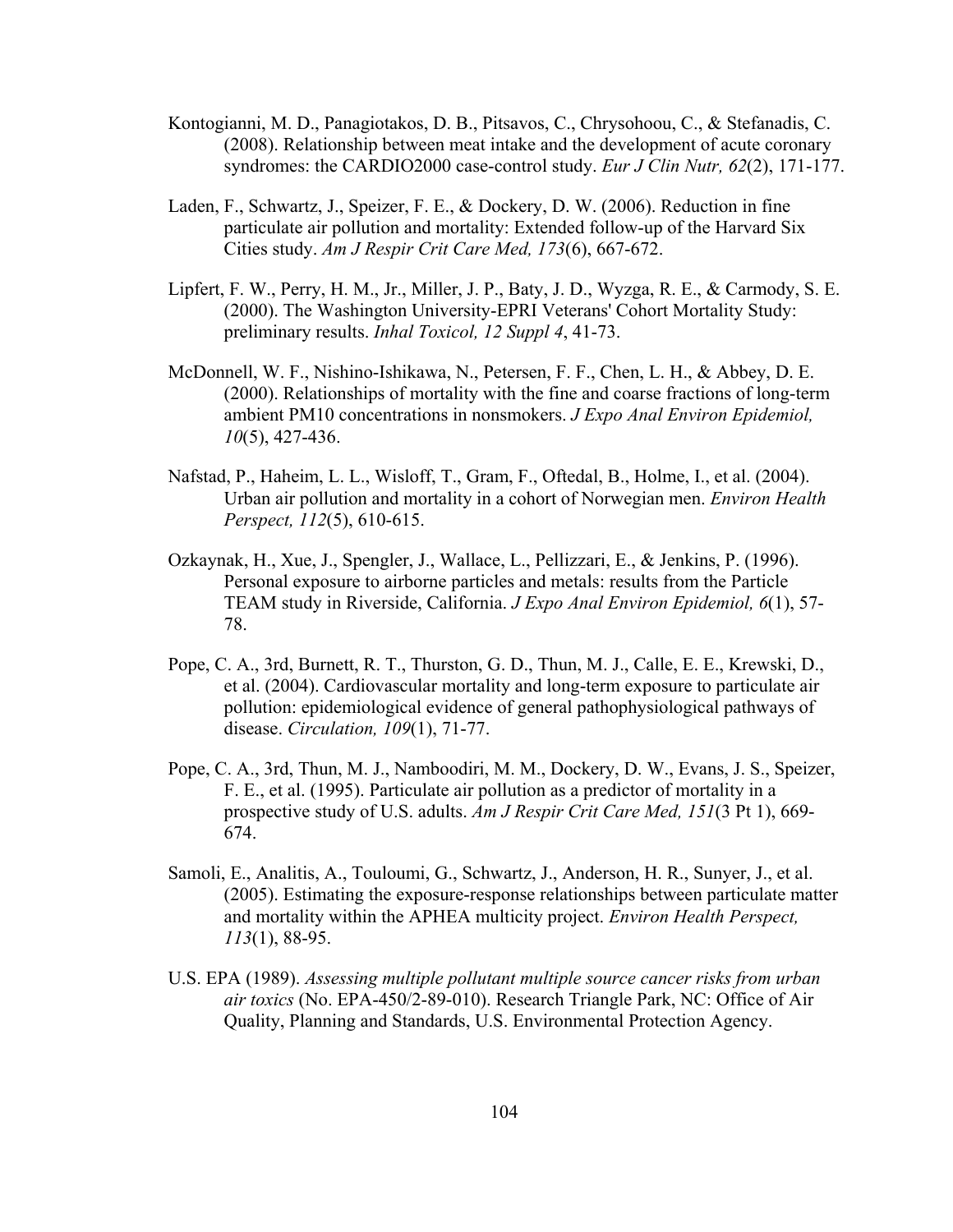Kontogianni, M. D., Panagiotakos, D. B., Pitsavos, C., Chrysohoou, C., & Stefanadis, C. (2008). Relationship between meat intake and the development of acute coronary syndromes: the CARDIO2000 case-control study. *Eur J Clin Nutr, 62*(2), 171-177.

Laden, F., Schwartz, J., Speizer, F. E., & Dockery, D. W. (2006). Reduction in fine particulate air pollution and mortality: Extended follow-up of the Harvard Six Cities study. *Am J Respir Crit Care Med, 173*(6), 667-672.

Lipfert, F. W., Perry, H. M., Jr., Miller, J. P., Baty, J. D., Wyzga, R. E., & Carmody, S. E. (2000). The Washington University-EPRI Veterans' Cohort Mortality Study: preliminary results. *Inhal Toxicol, 12 Suppl 4*, 41-73.

McDonnell, W. F., Nishino-Ishikawa, N., Petersen, F. F., Chen, L. H., & Abbey, D. E. (2000). Relationships of mortality with the fine and coarse fractions of long-term ambient PM10 concentrations in nonsmokers. *J Expo Anal Environ Epidemiol, 10*(5), 427-436.

Nafstad, P., Haheim, L. L., Wisloff, T., Gram, F., Oftedal, B., Holme, I., et al. (2004). Urban air pollution and mortality in a cohort of Norwegian men. *Environ Health Perspect, 112*(5), 610-615.

Ozkaynak, H., Xue, J., Spengler, J., Wallace, L., Pellizzari, E., & Jenkins, P. (1996). Personal exposure to airborne particles and metals: results from the Particle TEAM study in Riverside, California. *J Expo Anal Environ Epidemiol, 6*(1), 57-78.

Pope, C. A., 3rd, Burnett, R. T., Thurston, G. D., Thun, M. J., Calle, E. E., Krewski, D., et al. (2004). Cardiovascular mortality and long-term exposure to particulate air pollution: epidemiological evidence of general pathophysiological pathways of disease. *Circulation, 109*(1), 71-77.

Pope, C. A., 3rd, Thun, M. J., Namboodiri, M. M., Dockery, D. W., Evans, J. S., Speizer, F. E., et al. (1995). Particulate air pollution as a predictor of mortality in a prospective study of U.S. adults. *Am J Respir Crit Care Med, 151*(3 Pt 1), 669-674.

Samoli, E., Analitis, A., Touloumi, G., Schwartz, J., Anderson, H. R., Sunyer, J., et al. (2005). Estimating the exposure-response relationships between particulate matter and mortality within the APHEA multicity project. *Environ Health Perspect, 113*(1), 88-95.

U.S. EPA (1989). *Assessing multiple pollutant multiple source cancer risks from urban air toxics* (No. EPA-450/2-89-010). Research Triangle Park, NC: Office of Air Quality, Planning and Standards, U.S. Environmental Protection Agency.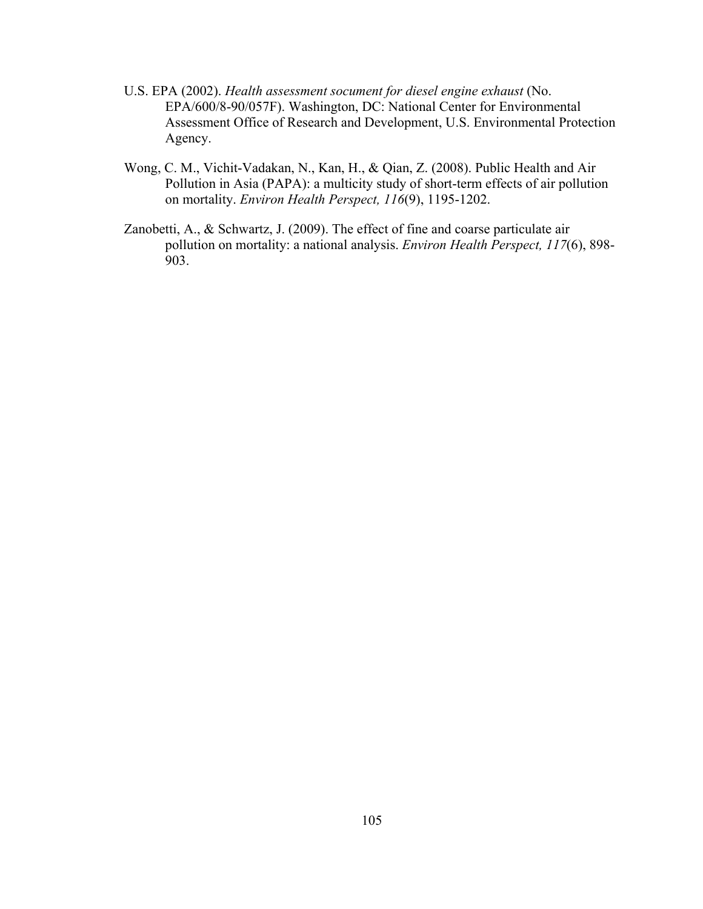U.S. EPA (2002). *Health assessment socument for diesel engine exhaust* (No. EPA/600/8-90/057F). Washington, DC: National Center for Environmental Assessment Office of Research and Development, U.S. Environmental Protection Agency.

Wong, C. M., Vichit-Vadakan, N., Kan, H., & Qian, Z. (2008). Public Health and Air Pollution in Asia (PAPA): a multicity study of short-term effects of air pollution on mortality. *Environ Health Perspect, 116*(9), 1195-1202.

Zanobetti, A., & Schwartz, J. (2009). The effect of fine and coarse particulate air pollution on mortality: a national analysis. *Environ Health Perspect, 117*(6), 898-903.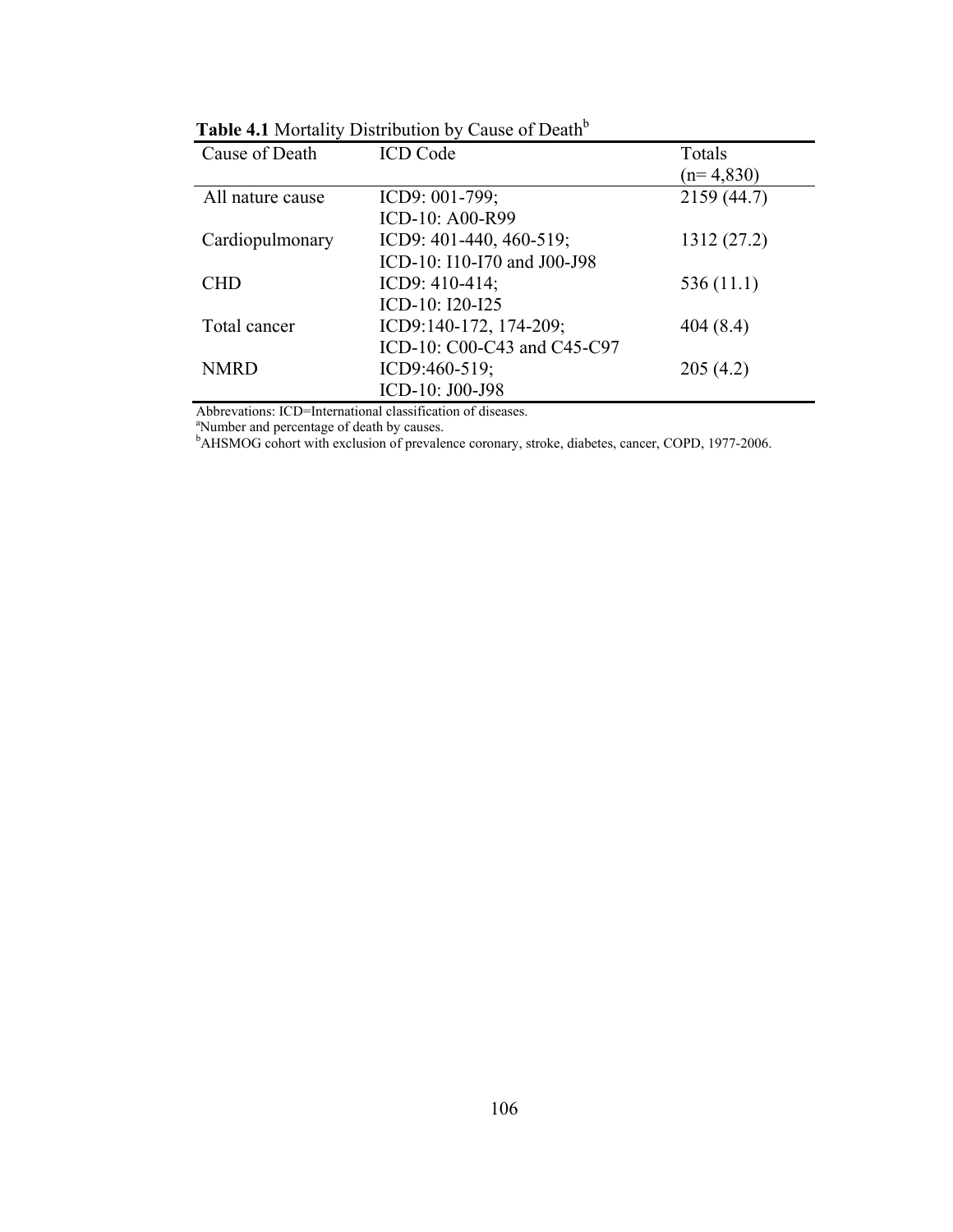**Table 4.1** Mortality Distribution by Cause of Death[b]

| Cause of Death | ICD Code | Totals (n= 4,830) |
|---|---|---|
| All nature cause | ICD9: 001-799; ICD-10: A00-R99 | 2159 (44.7) |
| Cardiopulmonary | ICD9: 401-440, 460-519; ICD-10: I10-I70 and J00-J98 | 1312 (27.2) |
| CHD | ICD9: 410-414; ICD-10: I20-I25 | 536 (11.1) |
| Total cancer | ICD9:140-172, 174-209; ICD-10: C00-C43 and C45-C97 | 404 (8.4) |
| NMRD | ICD9:460-519; ICD-10: J00-J98 | 205 (4.2) |

Abbrevations: ICD=International classification of diseases.
[a]Number and percentage of death by causes.
[b]AHSMOG cohort with exclusion of prevalence coronary, stroke, diabetes, cancer, COPD, 1977-2006.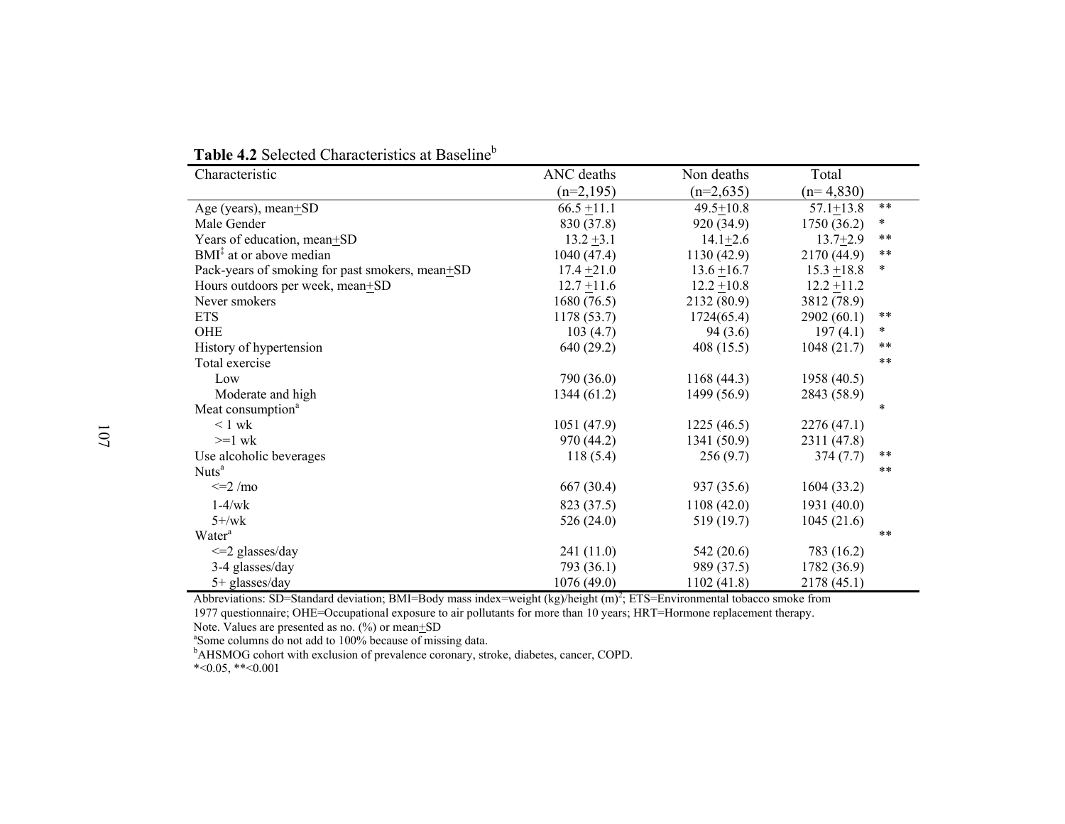**Table 4.2** Selected Characteristics at Baseline[b]

| Characteristic | ANC deaths (n=2,195) | Non deaths (n=2,635) | Total (n= 4,830) | |
|---|---|---|---|---|
| Age (years), mean±SD | 66.5 ±11.1 | 49.5±10.8 | 57.1±13.8 | ** |
| Male Gender | 830 (37.8) | 920 (34.9) | 1750 (36.2) | * |
| Years of education, mean±SD | 13.2 ±3.1 | 14.1±2.6 | 13.7±2.9 | ** |
| BMI[‡] at or above median | 1040 (47.4) | 1130 (42.9) | 2170 (44.9) | ** |
| Pack-years of smoking for past smokers, mean±SD | 17.4 ±21.0 | 13.6 ±16.7 | 15.3 ±18.8 | * |
| Hours outdoors per week, mean±SD | 12.7 ±11.6 | 12.2 ±10.8 | 12.2 ±11.2 | |
| Never smokers | 1680 (76.5) | 2132 (80.9) | 3812 (78.9) | |
| ETS | 1178 (53.7) | 1724(65.4) | 2902 (60.1) | ** |
| OHE | 103 (4.7) | 94 (3.6) | 197 (4.1) | * |
| History of hypertension | 640 (29.2) | 408 (15.5) | 1048 (21.7) | ** |
| Total exercise | | | | ** |
| Low | 790 (36.0) | 1168 (44.3) | 1958 (40.5) | |
| Moderate and high | 1344 (61.2) | 1499 (56.9) | 2843 (58.9) | |
| Meat consumption[a] | | | | * |
| < 1 wk | 1051 (47.9) | 1225 (46.5) | 2276 (47.1) | |
| >=1 wk | 970 (44.2) | 1341 (50.9) | 2311 (47.8) | |
| Use alcoholic beverages | 118 (5.4) | 256 (9.7) | 374 (7.7) | ** |
| Nuts[a] | | | | ** |
| <=2 /mo | 667 (30.4) | 937 (35.6) | 1604 (33.2) | |
| 1-4/wk | 823 (37.5) | 1108 (42.0) | 1931 (40.0) | |
| 5+/wk | 526 (24.0) | 519 (19.7) | 1045 (21.6) | |
| Water[a] | | | | ** |
| <=2 glasses/day | 241 (11.0) | 542 (20.6) | 783 (16.2) | |
| 3-4 glasses/day | 793 (36.1) | 989 (37.5) | 1782 (36.9) | |
| 5+ glasses/day | 1076 (49.0) | 1102 (41.8) | 2178 (45.1) | |

Abbreviations: SD=Standard deviation; BMI=Body mass index=weight (kg)/height $(m)^2$; ETS=Environmental tobacco smoke from 1977 questionnaire; OHE=Occupational exposure to air pollutants for more than 10 years; HRT=Hormone replacement therapy.

Note. Values are presented as no. (%) or mean±SD

[a]Some columns do not add to 100% because of missing data.

[b]AHSMOG cohort with exclusion of prevalence coronary, stroke, diabetes, cancer, COPD.

*<0.05, **<0.001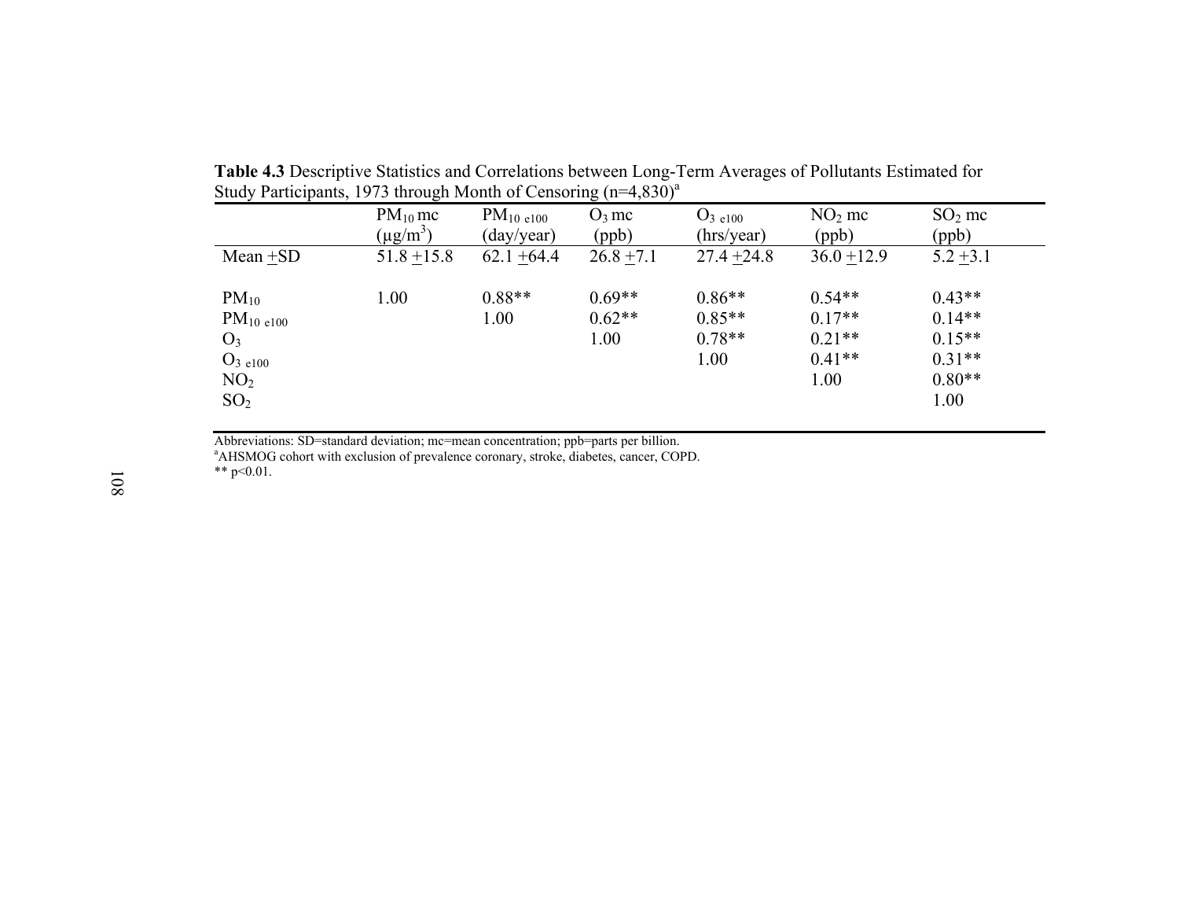**Table 4.3** Descriptive Statistics and Correlations between Long-Term Averages of Pollutants Estimated for Study Participants, 1973 through Month of Censoring (n=4,830)[a]

| | $PM_{10}$ mc ($\mu g/m^3$) | $PM_{10\ e100}$ (day/year) | $O_3$ mc (ppb) | $O_{3\ e100}$ (hrs/year) | $NO_2$ mc (ppb) | $SO_2$ mc (ppb) |
|---|---|---|---|---|---|---|
| Mean ±SD | 51.8 ±15.8 | 62.1 ±64.4 | 26.8 ±7.1 | 27.4 ±24.8 | 36.0 ±12.9 | 5.2 ±3.1 |
| $PM_{10}$ | 1.00 | 0.88** | 0.69** | 0.86** | 0.54** | 0.43** |
| $PM_{10\ e100}$ | | 1.00 | 0.62** | 0.85** | 0.17** | 0.14** |
| $O_3$ | | | 1.00 | 0.78** | 0.21** | 0.15** |
| $O_{3\ e100}$ | | | | 1.00 | 0.41** | 0.31** |
| $NO_2$ | | | | | 1.00 | 0.80** |
| $SO_2$ | | | | | | 1.00 |

Abbreviations: SD=standard deviation; mc=mean concentration; ppb=parts per billion.
[a]AHSMOG cohort with exclusion of prevalence coronary, stroke, diabetes, cancer, COPD.
** $p<0.01$.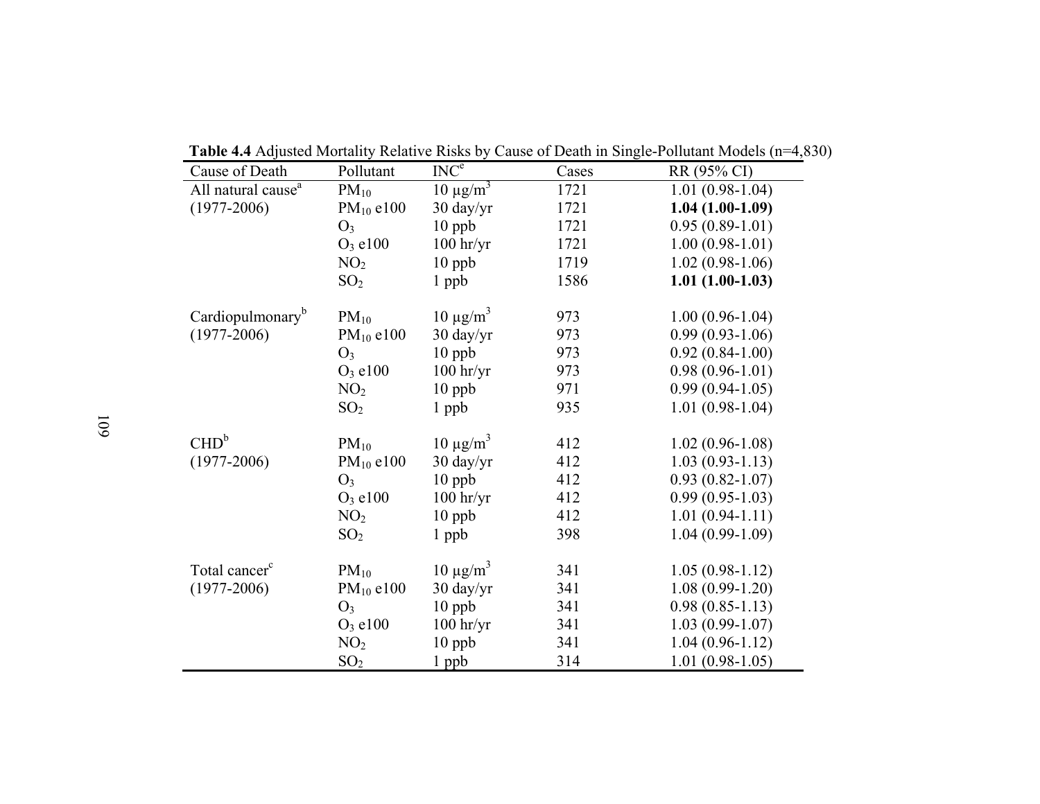**Table 4.4** Adjusted Mortality Relative Risks by Cause of Death in Single-Pollutant Models (n=4,830)

| Cause of Death | Pollutant | INC[e] | Cases | RR (95% CI) |
|---|---|---|---|---|
| All natural cause[a] | $PM_{10}$ | 10 µg/m$^3$ | 1721 | 1.01 (0.98-1.04) |
| (1977-2006) | $PM_{10}$ e100 | 30 day/yr | 1721 | **1.04 (1.00-1.09)** |
| | $O_3$ | 10 ppb | 1721 | 0.95 (0.89-1.01) |
| | $O_3$ e100 | 100 hr/yr | 1721 | 1.00 (0.98-1.01) |
| | $NO_2$ | 10 ppb | 1719 | 1.02 (0.98-1.06) |
| | $SO_2$ | 1 ppb | 1586 | **1.01 (1.00-1.03)** |
| Cardiopulmonary[b] | $PM_{10}$ | 10 µg/m$^3$ | 973 | 1.00 (0.96-1.04) |
| (1977-2006) | $PM_{10}$ e100 | 30 day/yr | 973 | 0.99 (0.93-1.06) |
| | $O_3$ | 10 ppb | 973 | 0.92 (0.84-1.00) |
| | $O_3$ e100 | 100 hr/yr | 973 | 0.98 (0.96-1.01) |
| | $NO_2$ | 10 ppb | 971 | 0.99 (0.94-1.05) |
| | $SO_2$ | 1 ppb | 935 | 1.01 (0.98-1.04) |
| CHD[b] | $PM_{10}$ | 10 µg/m$^3$ | 412 | 1.02 (0.96-1.08) |
| (1977-2006) | $PM_{10}$ e100 | 30 day/yr | 412 | 1.03 (0.93-1.13) |
| | $O_3$ | 10 ppb | 412 | 0.93 (0.82-1.07) |
| | $O_3$ e100 | 100 hr/yr | 412 | 0.99 (0.95-1.03) |
| | $NO_2$ | 10 ppb | 412 | 1.01 (0.94-1.11) |
| | $SO_2$ | 1 ppb | 398 | 1.04 (0.99-1.09) |
| Total cancer[c] | $PM_{10}$ | 10 µg/m$^3$ | 341 | 1.05 (0.98-1.12) |
| (1977-2006) | $PM_{10}$ e100 | 30 day/yr | 341 | 1.08 (0.99-1.20) |
| | $O_3$ | 10 ppb | 341 | 0.98 (0.85-1.13) |
| | $O_3$ e100 | 100 hr/yr | 341 | 1.03 (0.99-1.07) |
| | $NO_2$ | 10 ppb | 341 | 1.04 (0.96-1.12) |
| | $SO_2$ | 1 ppb | 314 | 1.01 (0.98-1.05) |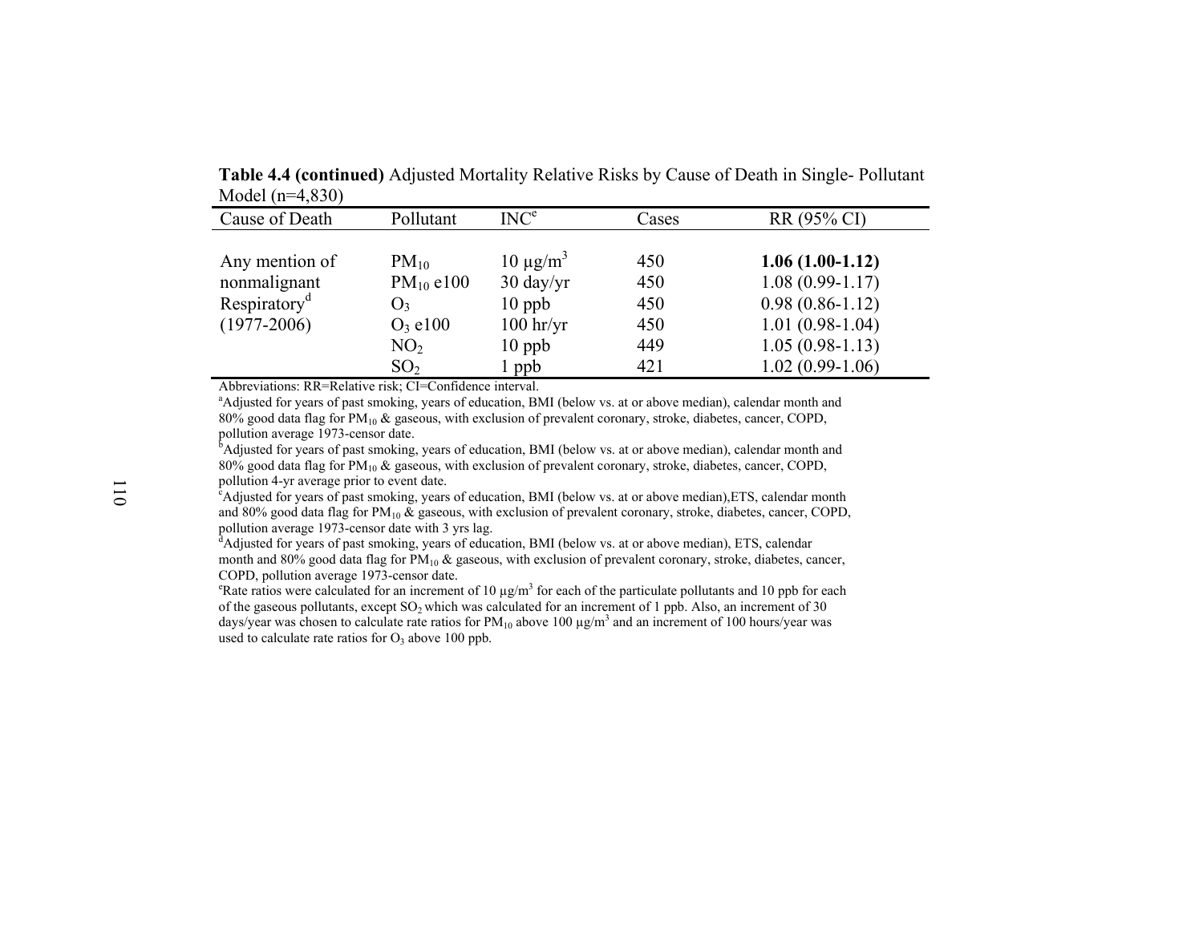**Table 4.4 (continued)** Adjusted Mortality Relative Risks by Cause of Death in Single- Pollutant Model (n=4,830)

| Cause of Death | Pollutant | INC[e] | Cases | RR (95% CI) |
|---|---|---|---|---|
| Any mention of nonmalignant Respiratory[d] (1977-2006) | $PM_{10}$ | 10 $\mu g/m^3$ | 450 | **1.06 (1.00-1.12)** |
| | $PM_{10}$ e100 | 30 day/yr | 450 | 1.08 (0.99-1.17) |
| | $O_3$ | 10 ppb | 450 | 0.98 (0.86-1.12) |
| | $O_3$ e100 | 100 hr/yr | 450 | 1.01 (0.98-1.04) |
| | $NO_2$ | 10 ppb | 449 | 1.05 (0.98-1.13) |
| | $SO_2$ | 1 ppb | 421 | 1.02 (0.99-1.06) |

Abbreviations: RR=Relative risk; CI=Confidence interval.

[a]Adjusted for years of past smoking, years of education, BMI (below vs. at or above median), calendar month and 80% good data flag for $PM_{10}$ & gaseous, with exclusion of prevalent coronary, stroke, diabetes, cancer, COPD, pollution average 1973-censor date.

[b]Adjusted for years of past smoking, years of education, BMI (below vs. at or above median), calendar month and 80% good data flag for $PM_{10}$ & gaseous, with exclusion of prevalent coronary, stroke, diabetes, cancer, COPD, pollution 4-yr average prior to event date.

[c]Adjusted for years of past smoking, years of education, BMI (below vs. at or above median),ETS, calendar month and 80% good data flag for $PM_{10}$ & gaseous, with exclusion of prevalent coronary, stroke, diabetes, cancer, COPD, pollution average 1973-censor date with 3 yrs lag.

[d]Adjusted for years of past smoking, years of education, BMI (below vs. at or above median), ETS, calendar month and 80% good data flag for $PM_{10}$ & gaseous, with exclusion of prevalent coronary, stroke, diabetes, cancer, COPD, pollution average 1973-censor date.

[e]Rate ratios were calculated for an increment of 10 $\mu g/m^3$ for each of the particulate pollutants and 10 ppb for each of the gaseous pollutants, except $SO_2$ which was calculated for an increment of 1 ppb. Also, an increment of 30 days/year was chosen to calculate rate ratios for $PM_{10}$ above 100 $\mu g/m^3$ and an increment of 100 hours/year was used to calculate rate ratios for $O_3$ above 100 ppb.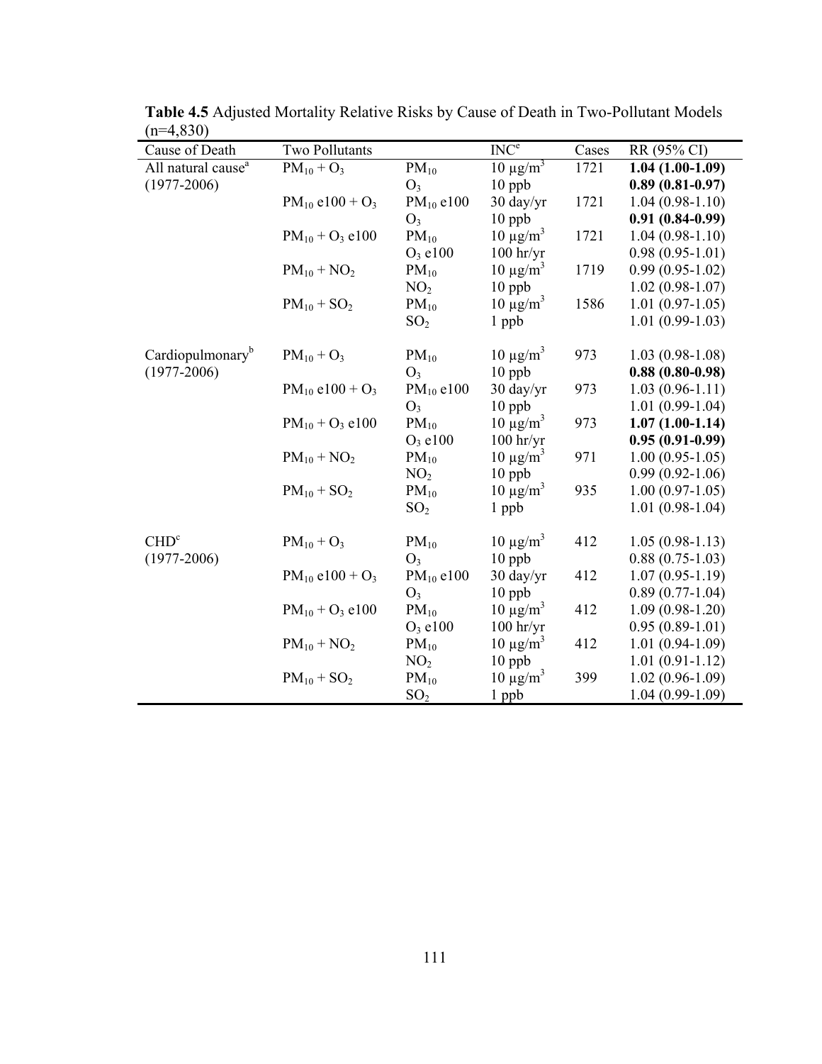**Table 4.5** Adjusted Mortality Relative Risks by Cause of Death in Two-Pollutant Models (n=4,830)

| Cause of Death | Two Pollutants | | INC[e] | Cases | RR (95% CI) |
|---|---|---|---|---|---|
| All natural cause[a] | $PM_{10}$ + $O_3$ | $PM_{10}$ | 10 μg/m$^3$ | 1721 | **1.04 (1.00-1.09)** |
| (1977-2006) | | $O_3$ | 10 ppb | | **0.89 (0.81-0.97)** |
| | $PM_{10}$ e100 + $O_3$ | $PM_{10}$ e100 | 30 day/yr | 1721 | 1.04 (0.98-1.10) |
| | | $O_3$ | 10 ppb | | **0.91 (0.84-0.99)** |
| | $PM_{10}$ + $O_3$ e100 | $PM_{10}$ | 10 μg/m$^3$ | 1721 | 1.04 (0.98-1.10) |
| | | $O_3$ e100 | 100 hr/yr | | 0.98 (0.95-1.01) |
| | $PM_{10}$ + $NO_2$ | $PM_{10}$ | 10 μg/m$^3$ | 1719 | 0.99 (0.95-1.02) |
| | | $NO_2$ | 10 ppb | | 1.02 (0.98-1.07) |
| | $PM_{10}$ + $SO_2$ | $PM_{10}$ | 10 μg/m$^3$ | 1586 | 1.01 (0.97-1.05) |
| | | $SO_2$ | 1 ppb | | 1.01 (0.99-1.03) |
| Cardiopulmonary[b] | $PM_{10}$ + $O_3$ | $PM_{10}$ | 10 μg/m$^3$ | 973 | 1.03 (0.98-1.08) |
| (1977-2006) | | $O_3$ | 10 ppb | | **0.88 (0.80-0.98)** |
| | $PM_{10}$ e100 + $O_3$ | $PM_{10}$ e100 | 30 day/yr | 973 | 1.03 (0.96-1.11) |
| | | $O_3$ | 10 ppb | | 1.01 (0.99-1.04) |
| | $PM_{10}$ + $O_3$ e100 | $PM_{10}$ | 10 μg/m$^3$ | 973 | **1.07 (1.00-1.14)** |
| | | $O_3$ e100 | 100 hr/yr | | **0.95 (0.91-0.99)** |
| | $PM_{10}$ + $NO_2$ | $PM_{10}$ | 10 μg/m$^3$ | 971 | 1.00 (0.95-1.05) |
| | | $NO_2$ | 10 ppb | | 0.99 (0.92-1.06) |
| | $PM_{10}$ + $SO_2$ | $PM_{10}$ | 10 μg/m$^3$ | 935 | 1.00 (0.97-1.05) |
| | | $SO_2$ | 1 ppb | | 1.01 (0.98-1.04) |
| CHD[c] | $PM_{10}$ + $O_3$ | $PM_{10}$ | 10 μg/m$^3$ | 412 | 1.05 (0.98-1.13) |
| (1977-2006) | | $O_3$ | 10 ppb | | 0.88 (0.75-1.03) |
| | $PM_{10}$ e100 + $O_3$ | $PM_{10}$ e100 | 30 day/yr | 412 | 1.07 (0.95-1.19) |
| | | $O_3$ | 10 ppb | | 0.89 (0.77-1.04) |
| | $PM_{10}$ + $O_3$ e100 | $PM_{10}$ | 10 μg/m$^3$ | 412 | 1.09 (0.98-1.20) |
| | | $O_3$ e100 | 100 hr/yr | | 0.95 (0.89-1.01) |
| | $PM_{10}$ + $NO_2$ | $PM_{10}$ | 10 μg/m$^3$ | 412 | 1.01 (0.94-1.09) |
| | | $NO_2$ | 10 ppb | | 1.01 (0.91-1.12) |
| | $PM_{10}$ + $SO_2$ | $PM_{10}$ | 10 μg/m$^3$ | 399 | 1.02 (0.96-1.09) |
| | | $SO_2$ | 1 ppb | | 1.04 (0.99-1.09) |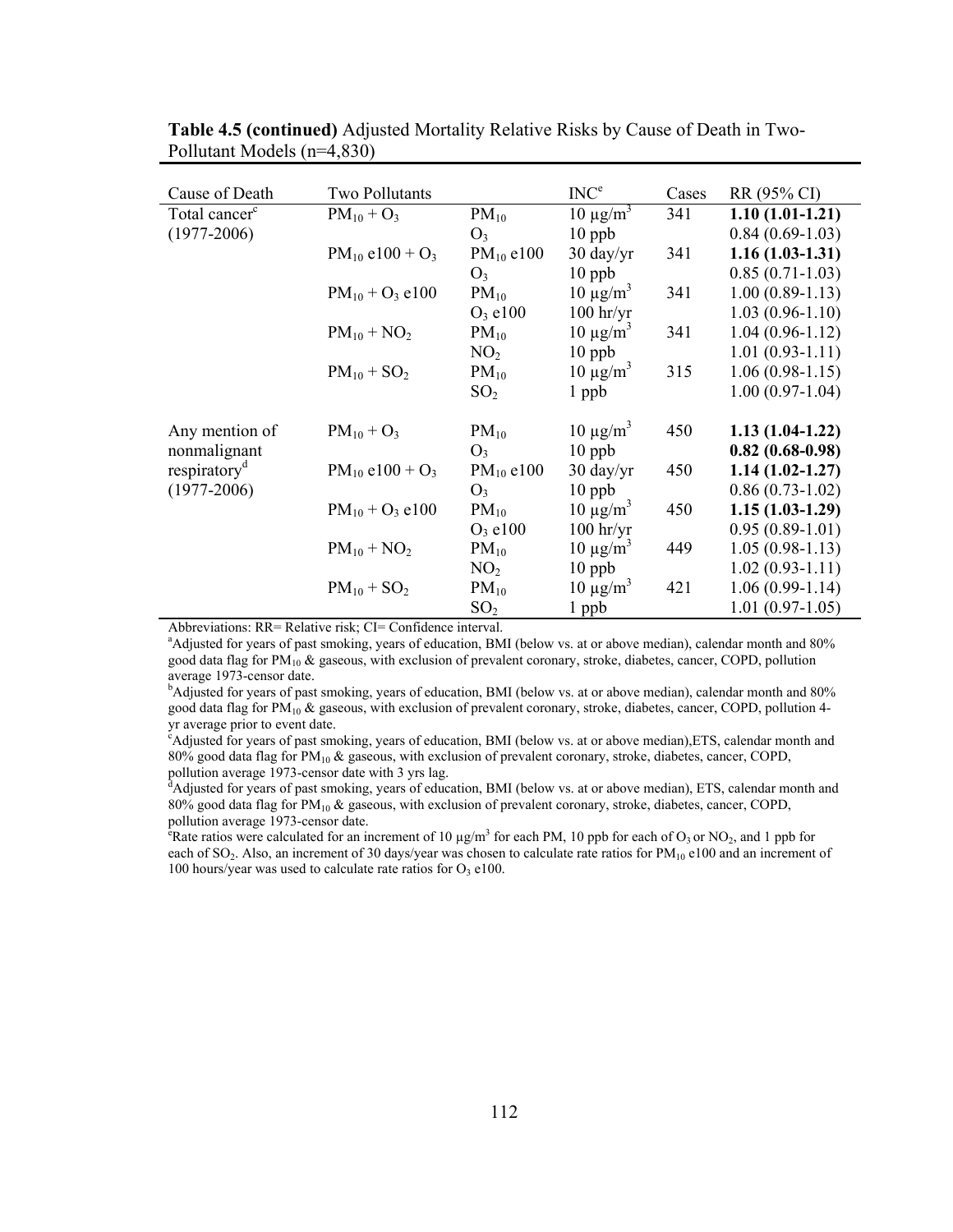**Table 4.5 (continued)** Adjusted Mortality Relative Risks by Cause of Death in Two-Pollutant Models (n=4,830)

| Cause of Death | Two Pollutants | | INC[e] | Cases | RR (95% CI) |
|---|---|---|---|---|---|
| Total cancer[c] (1977-2006) | $PM_{10}$ + $O_3$ | $PM_{10}$ | 10 μg/m$^3$ | 341 | **1.10 (1.01-1.21)** |
| | | $O_3$ | 10 ppb | | 0.84 (0.69-1.03) |
| | $PM_{10}$ e100 + $O_3$ | $PM_{10}$ e100 | 30 day/yr | 341 | **1.16 (1.03-1.31)** |
| | | $O_3$ | 10 ppb | | 0.85 (0.71-1.03) |
| | $PM_{10}$ + $O_3$ e100 | $PM_{10}$ | 10 μg/m$^3$ | 341 | 1.00 (0.89-1.13) |
| | | $O_3$ e100 | 100 hr/yr | | 1.03 (0.96-1.10) |
| | $PM_{10}$ + $NO_2$ | $PM_{10}$ | 10 μg/m$^3$ | 341 | 1.04 (0.96-1.12) |
| | | $NO_2$ | 10 ppb | | 1.01 (0.93-1.11) |
| | $PM_{10}$ + $SO_2$ | $PM_{10}$ | 10 μg/m$^3$ | 315 | 1.06 (0.98-1.15) |
| | | $SO_2$ | 1 ppb | | 1.00 (0.97-1.04) |
| Any mention of nonmalignant respiratory[d] (1977-2006) | $PM_{10}$ + $O_3$ | $PM_{10}$ | 10 μg/m$^3$ | 450 | **1.13 (1.04-1.22)** |
| | | $O_3$ | 10 ppb | | **0.82 (0.68-0.98)** |
| | $PM_{10}$ e100 + $O_3$ | $PM_{10}$ e100 | 30 day/yr | 450 | **1.14 (1.02-1.27)** |
| | | $O_3$ | 10 ppb | | 0.86 (0.73-1.02) |
| | $PM_{10}$ + $O_3$ e100 | $PM_{10}$ | 10 μg/m$^3$ | 450 | **1.15 (1.03-1.29)** |
| | | $O_3$ e100 | 100 hr/yr | | 0.95 (0.89-1.01) |
| | $PM_{10}$ + $NO_2$ | $PM_{10}$ | 10 μg/m$^3$ | 449 | 1.05 (0.98-1.13) |
| | | $NO_2$ | 10 ppb | | 1.02 (0.93-1.11) |
| | $PM_{10}$ + $SO_2$ | $PM_{10}$ | 10 μg/m$^3$ | 421 | 1.06 (0.99-1.14) |
| | | $SO_2$ | 1 ppb | | 1.01 (0.97-1.05) |

Abbreviations: RR= Relative risk; CI= Confidence interval.

[a]Adjusted for years of past smoking, years of education, BMI (below vs. at or above median), calendar month and 80% good data flag for $PM_{10}$ & gaseous, with exclusion of prevalent coronary, stroke, diabetes, cancer, COPD, pollution average 1973-censor date.

[b]Adjusted for years of past smoking, years of education, BMI (below vs. at or above median), calendar month and 80% good data flag for $PM_{10}$ & gaseous, with exclusion of prevalent coronary, stroke, diabetes, cancer, COPD, pollution 4-yr average prior to event date.

[c]Adjusted for years of past smoking, years of education, BMI (below vs. at or above median),ETS, calendar month and 80% good data flag for $PM_{10}$ & gaseous, with exclusion of prevalent coronary, stroke, diabetes, cancer, COPD, pollution average 1973-censor date with 3 yrs lag.

[d]Adjusted for years of past smoking, years of education, BMI (below vs. at or above median), ETS, calendar month and 80% good data flag for $PM_{10}$ & gaseous, with exclusion of prevalent coronary, stroke, diabetes, cancer, COPD, pollution average 1973-censor date.

[e]Rate ratios were calculated for an increment of 10 μg/m$^3$ for each PM, 10 ppb for each of $O_3$ or $NO_2$, and 1 ppb for each of $SO_2$. Also, an increment of 30 days/year was chosen to calculate rate ratios for $PM_{10}$ e100 and an increment of 100 hours/year was used to calculate rate ratios for $O_3$ e100.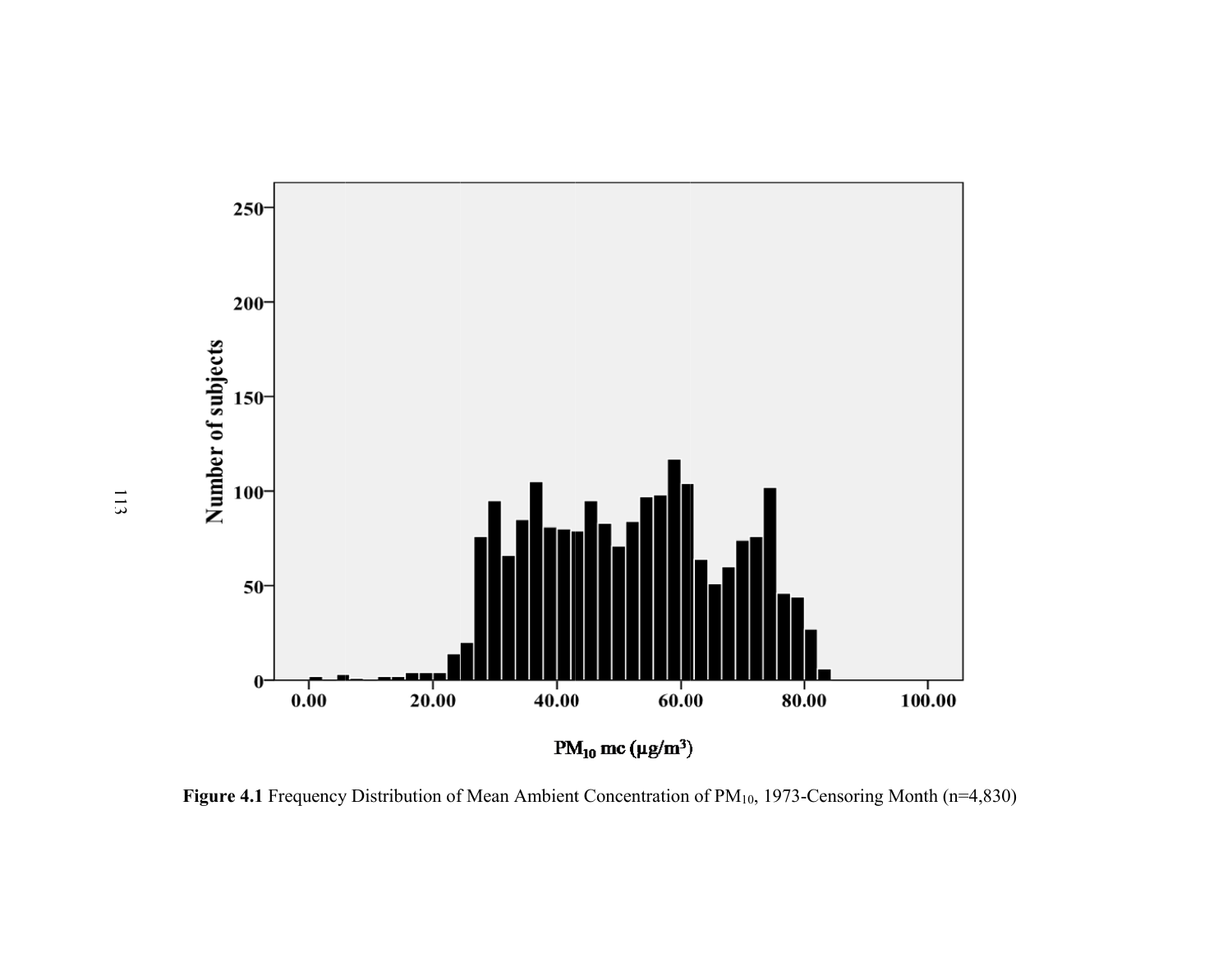Figure 4.1 Frequency Distribution of Mean Ambient Concentration of $PM_{10}$, 1973-Censoring Month (n=4,830)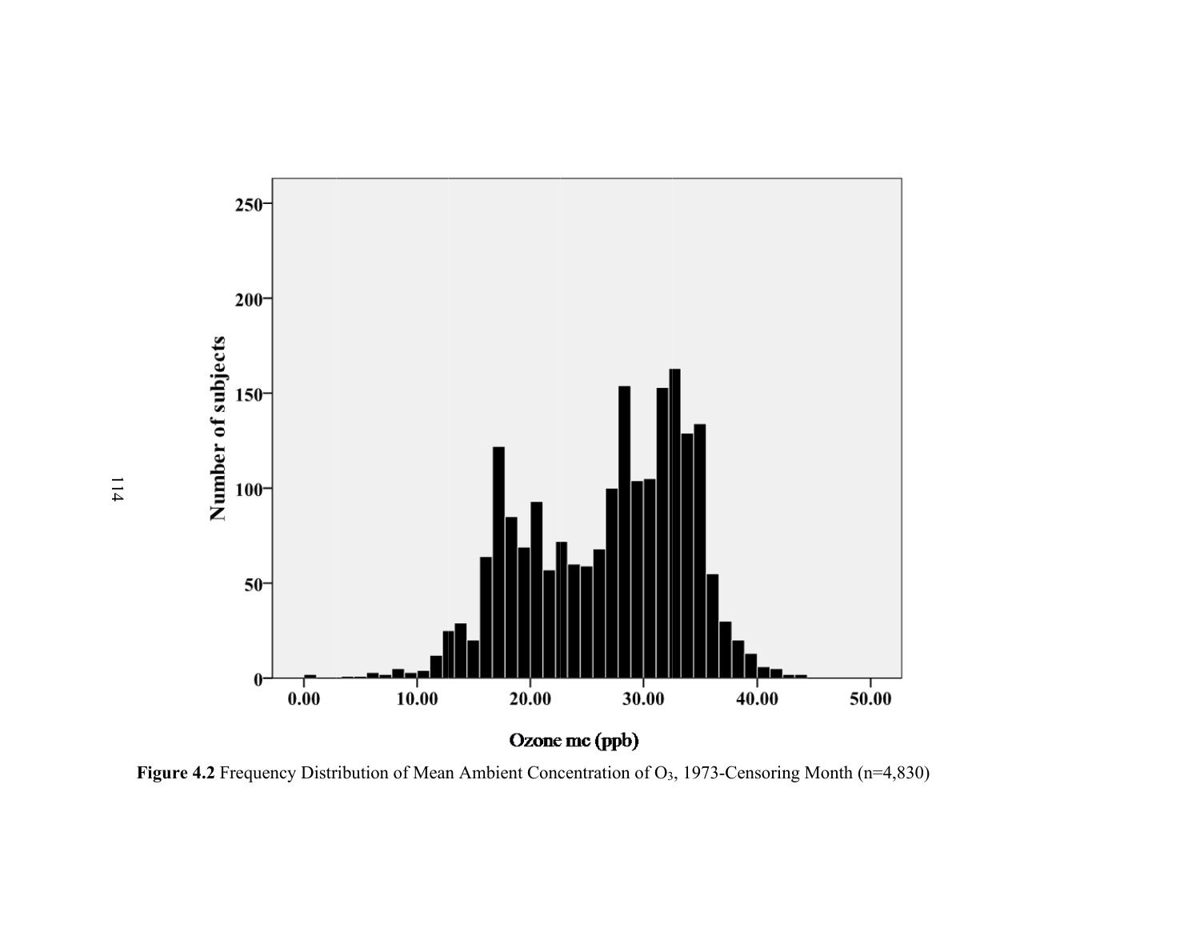Figure 4.2 Frequency Distribution of Mean Ambient Concentration of $O_3$, 1973-Censoring Month (n=4,830)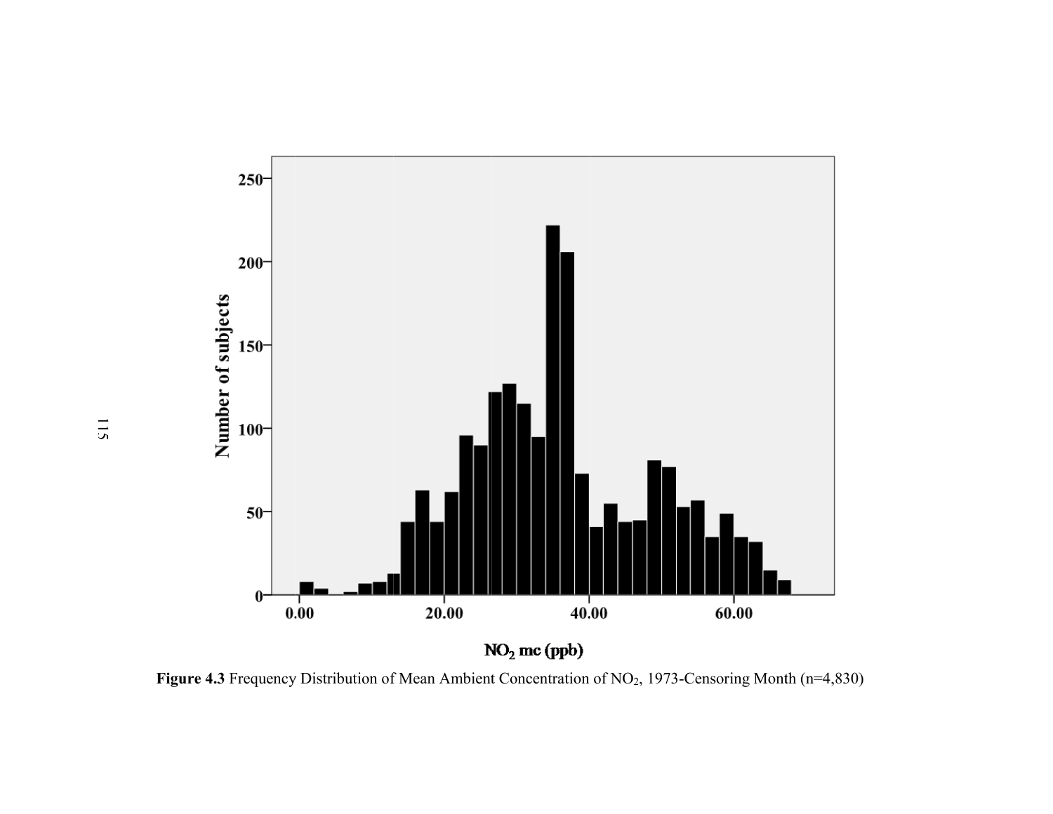Figure 4.3 Frequency Distribution of Mean Ambient Concentration of $NO_2$, 1973-Censoring Month (n=4,830)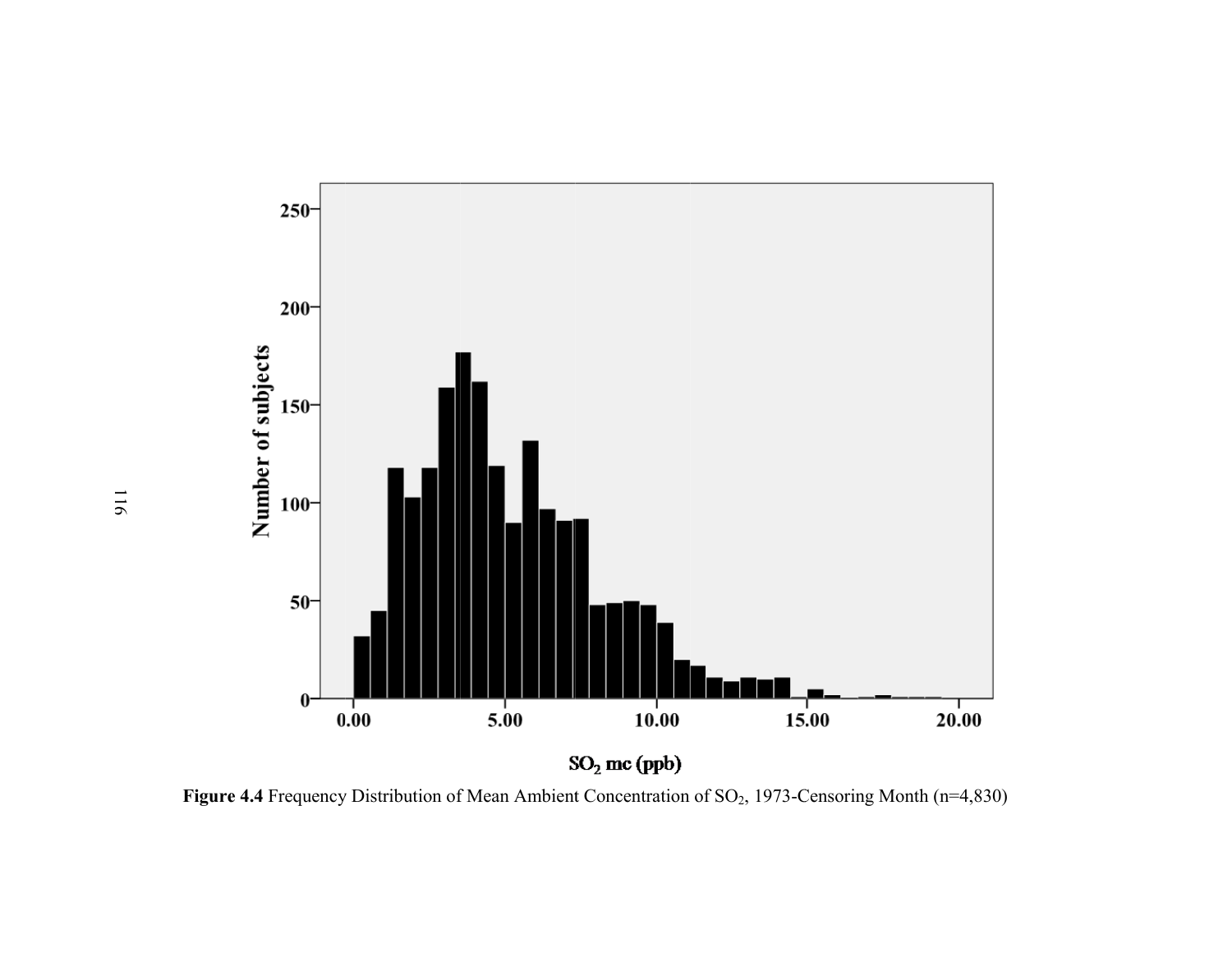Figure 4.4 Frequency Distribution of Mean Ambient Concentration of $SO_2$, 1973-Censoring Month (n=4,830)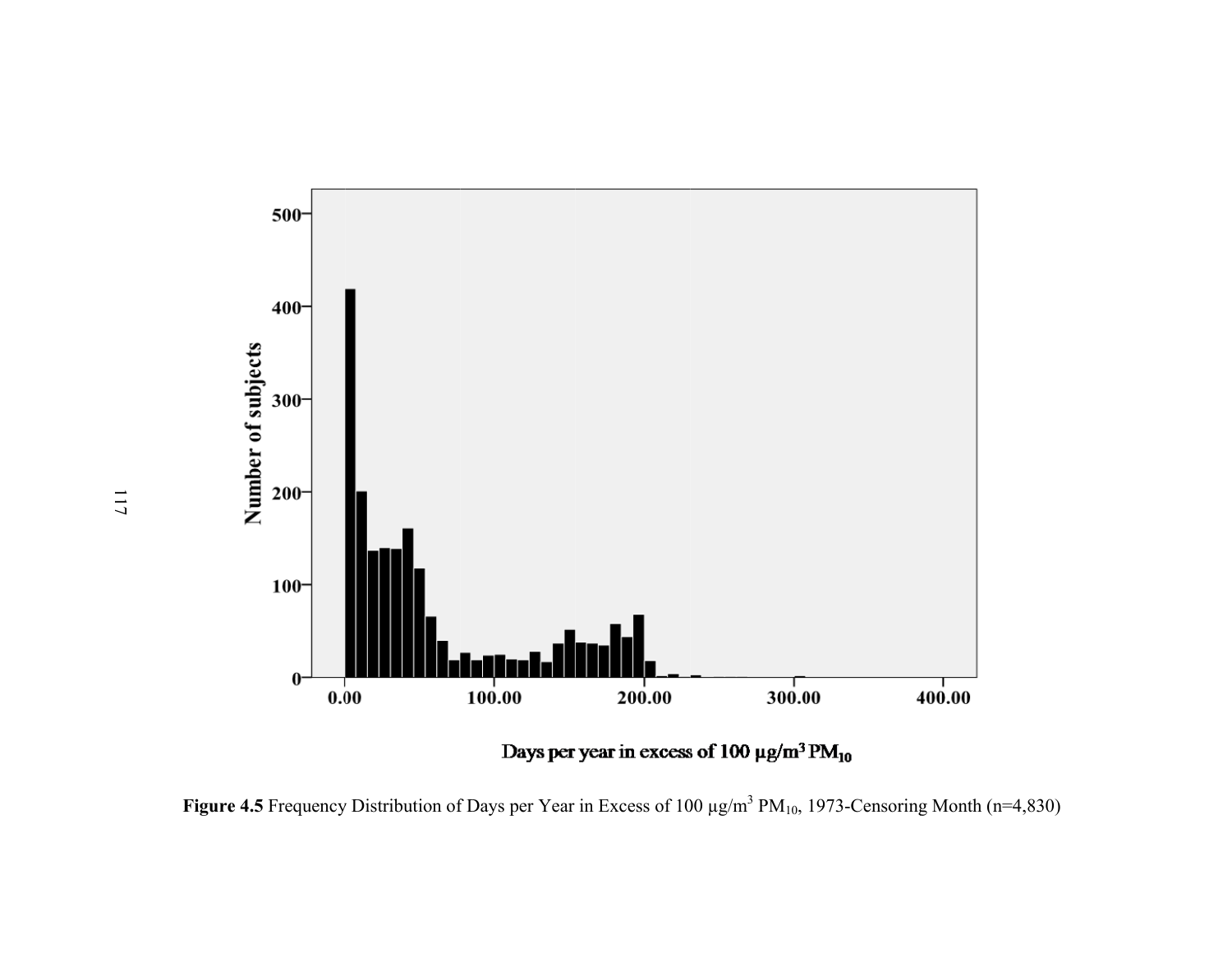**Figure 4.5** Frequency Distribution of Days per Year in Excess of 100 μg/m$^3$ $PM_{10}$, 1973-Censoring Month (n=4,830)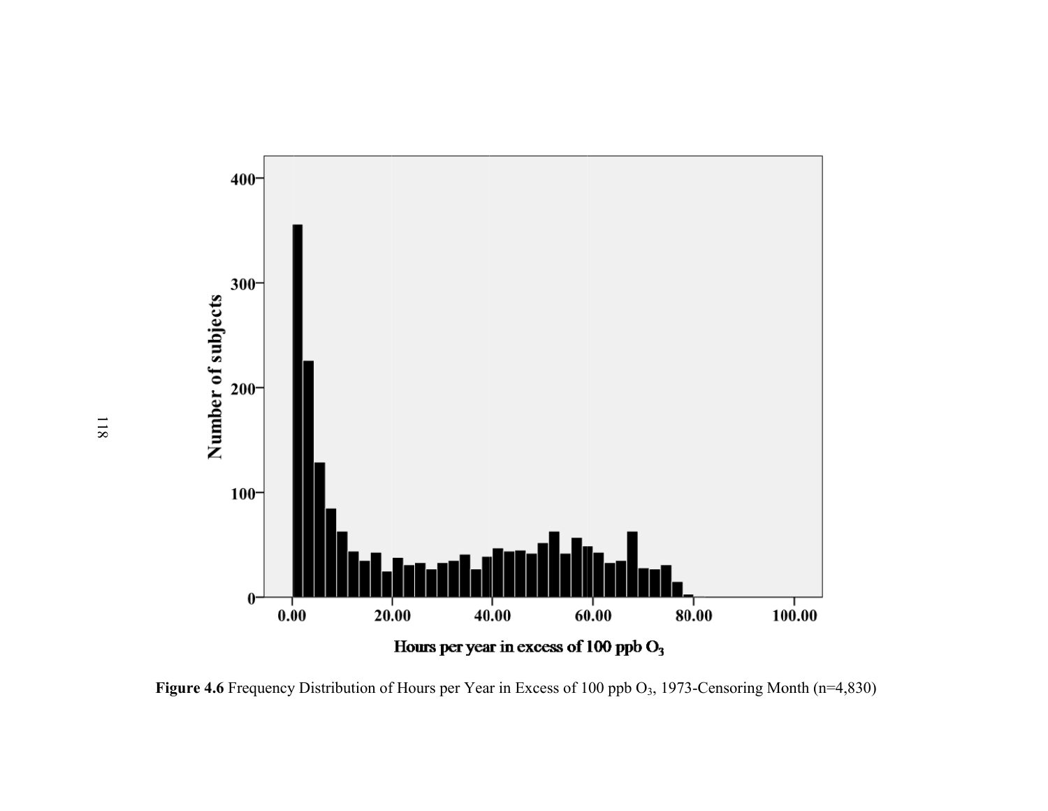400

300

200

100

0

Number of subjects

0.00

20.00

40.00

60.00

80.00

100.00

Hours per year in excess of 100 ppb $O_3$

**Figure 4.6** Frequency Distribution of Hours per Year in Excess of 100 ppb $O_3$, 1973-Censoring Month (n=4,830)